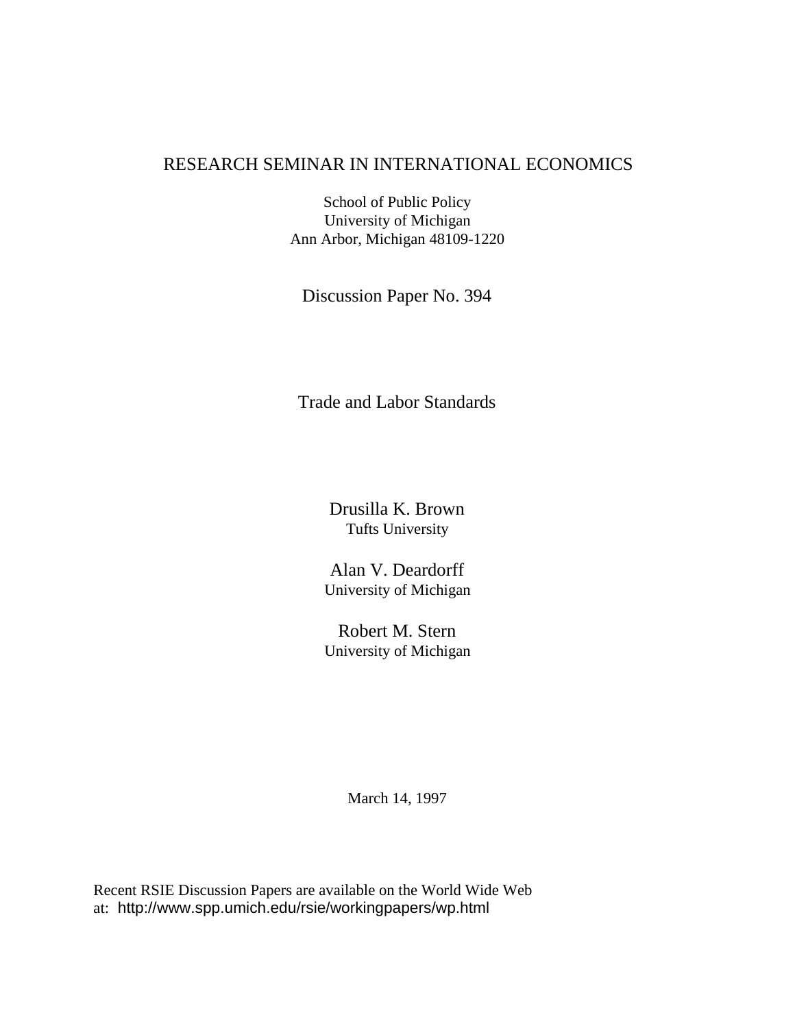RESEARCH SEMINAR IN INTERNATIONAL ECONOMICS

School of Public Policy
University of Michigan
Ann Arbor, Michigan 48109-1220

Discussion Paper No. 394

# Trade and Labor Standards

Drusilla K. Brown
Tufts University

Alan V. Deardorff
University of Michigan

Robert M. Stern
University of Michigan

March 14, 1997

Recent RSIE Discussion Papers are available on the World Wide Web at: http://www.spp.umich.edu/rsie/workingpapers/wp.html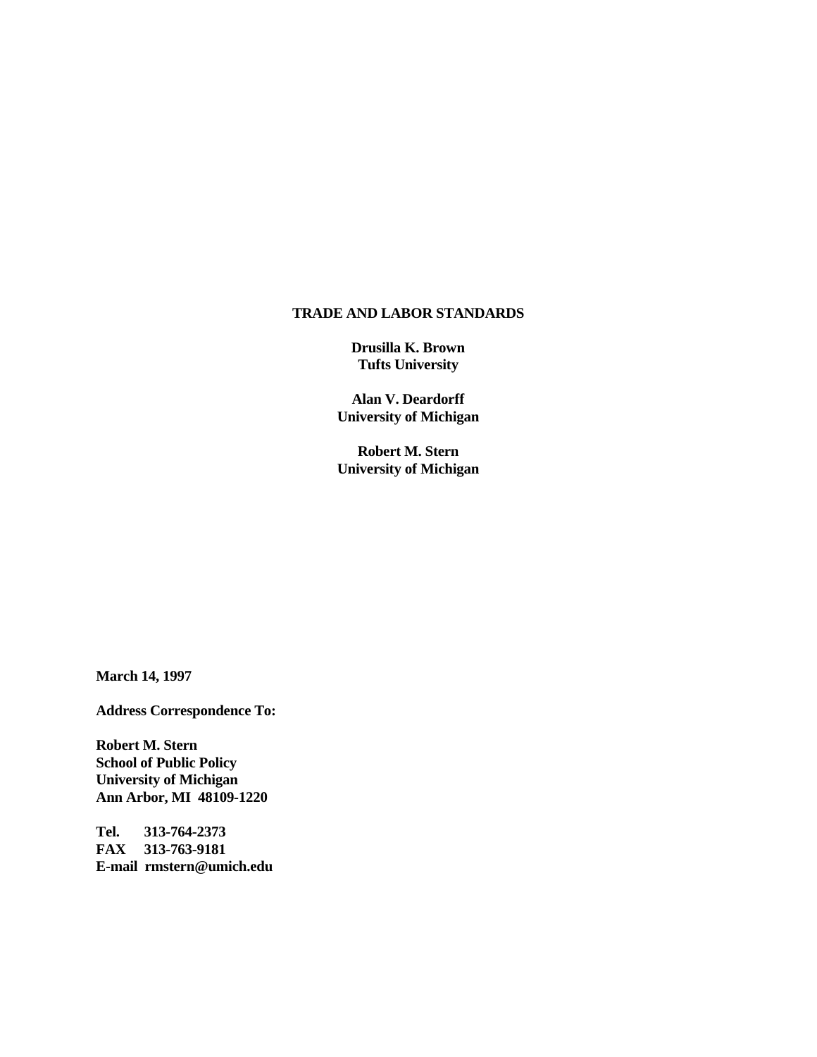# TRADE AND LABOR STANDARDS

**Drusilla K. Brown**
**Tufts University**

**Alan V. Deardorff**
**University of Michigan**

**Robert M. Stern**
**University of Michigan**

**March 14, 1997**

**Address Correspondence To:**

**Robert M. Stern**
**School of Public Policy**
**University of Michigan**
**Ann Arbor, MI 48109-1220**

**Tel. 313-764-2373**
**FAX 313-763-9181**
**E-mail rmstern@umich.edu**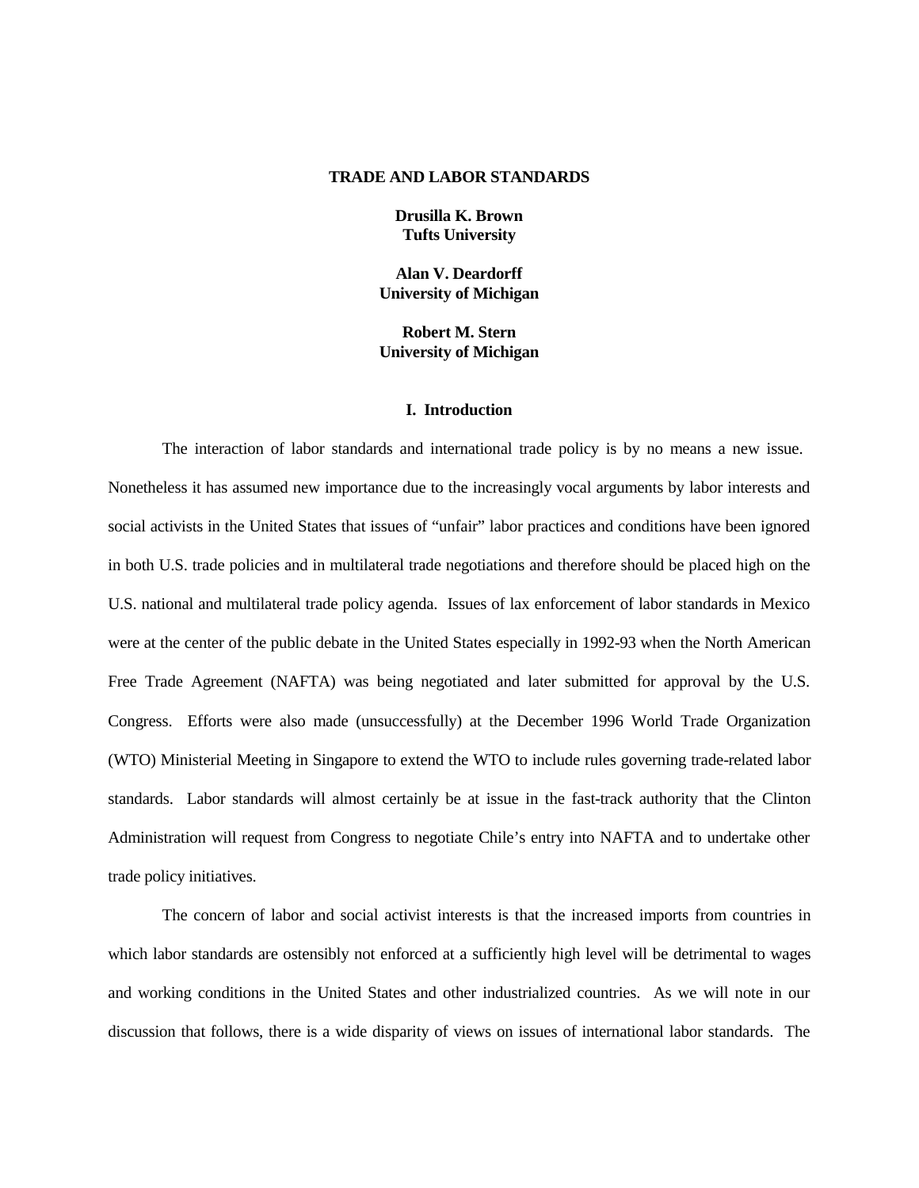# TRADE AND LABOR STANDARDS

**Drusilla K. Brown**
**Tufts University**

**Alan V. Deardorff**
**University of Michigan**

**Robert M. Stern**
**University of Michigan**

## I. Introduction

The interaction of labor standards and international trade policy is by no means a new issue. Nonetheless it has assumed new importance due to the increasingly vocal arguments by labor interests and social activists in the United States that issues of "unfair" labor practices and conditions have been ignored in both U.S. trade policies and in multilateral trade negotiations and therefore should be placed high on the U.S. national and multilateral trade policy agenda. Issues of lax enforcement of labor standards in Mexico were at the center of the public debate in the United States especially in 1992-93 when the North American Free Trade Agreement (NAFTA) was being negotiated and later submitted for approval by the U.S. Congress. Efforts were also made (unsuccessfully) at the December 1996 World Trade Organization (WTO) Ministerial Meeting in Singapore to extend the WTO to include rules governing trade-related labor standards. Labor standards will almost certainly be at issue in the fast-track authority that the Clinton Administration will request from Congress to negotiate Chile's entry into NAFTA and to undertake other trade policy initiatives.

The concern of labor and social activist interests is that the increased imports from countries in which labor standards are ostensibly not enforced at a sufficiently high level will be detrimental to wages and working conditions in the United States and other industrialized countries. As we will note in our discussion that follows, there is a wide disparity of views on issues of international labor standards. The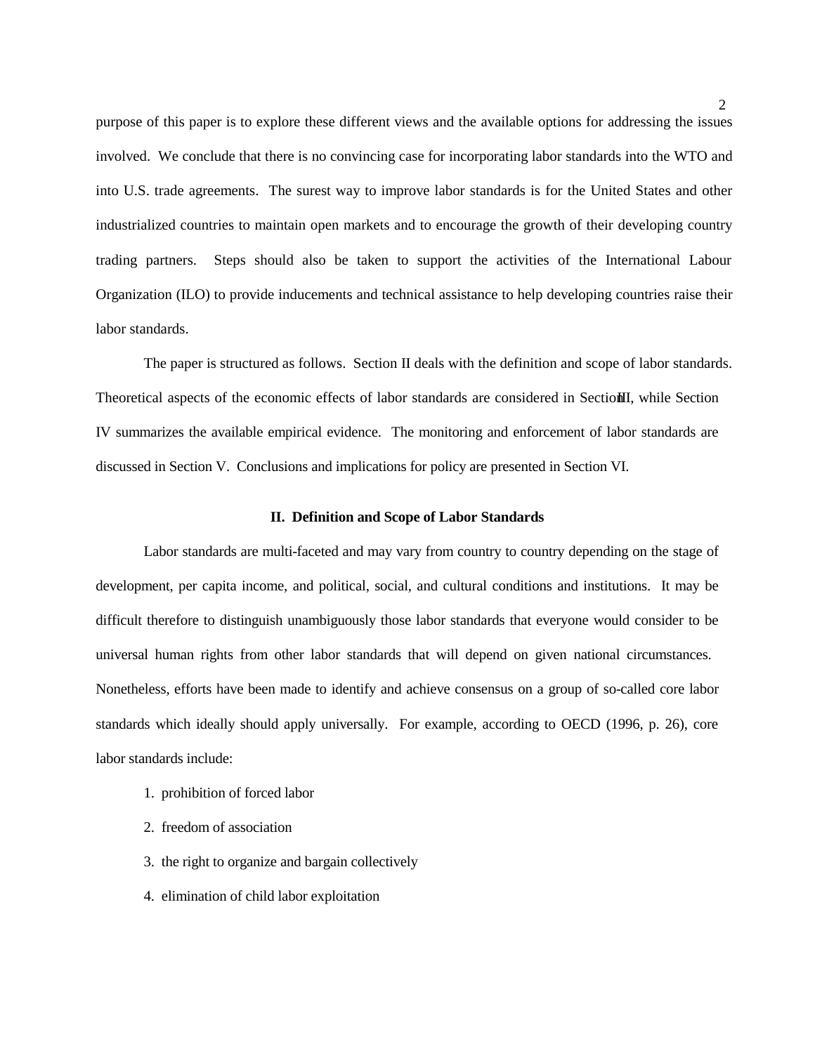purpose of this paper is to explore these different views and the available options for addressing the issues involved. We conclude that there is no convincing case for incorporating labor standards into the WTO and into U.S. trade agreements. The surest way to improve labor standards is for the United States and other industrialized countries to maintain open markets and to encourage the growth of their developing country trading partners. Steps should also be taken to support the activities of the International Labour Organization (ILO) to provide inducements and technical assistance to help developing countries raise their labor standards.

The paper is structured as follows. Section II deals with the definition and scope of labor standards. Theoretical aspects of the economic effects of labor standards are considered in Section III, while Section IV summarizes the available empirical evidence. The monitoring and enforcement of labor standards are discussed in Section V. Conclusions and implications for policy are presented in Section VI.

## II. Definition and Scope of Labor Standards

Labor standards are multi-faceted and may vary from country to country depending on the stage of development, per capita income, and political, social, and cultural conditions and institutions. It may be difficult therefore to distinguish unambiguously those labor standards that everyone would consider to be universal human rights from other labor standards that will depend on given national circumstances. Nonetheless, efforts have been made to identify and achieve consensus on a group of so-called core labor standards which ideally should apply universally. For example, according to OECD (1996, p. 26), core labor standards include:

1. prohibition of forced labor
2. freedom of association
3. the right to organize and bargain collectively
4. elimination of child labor exploitation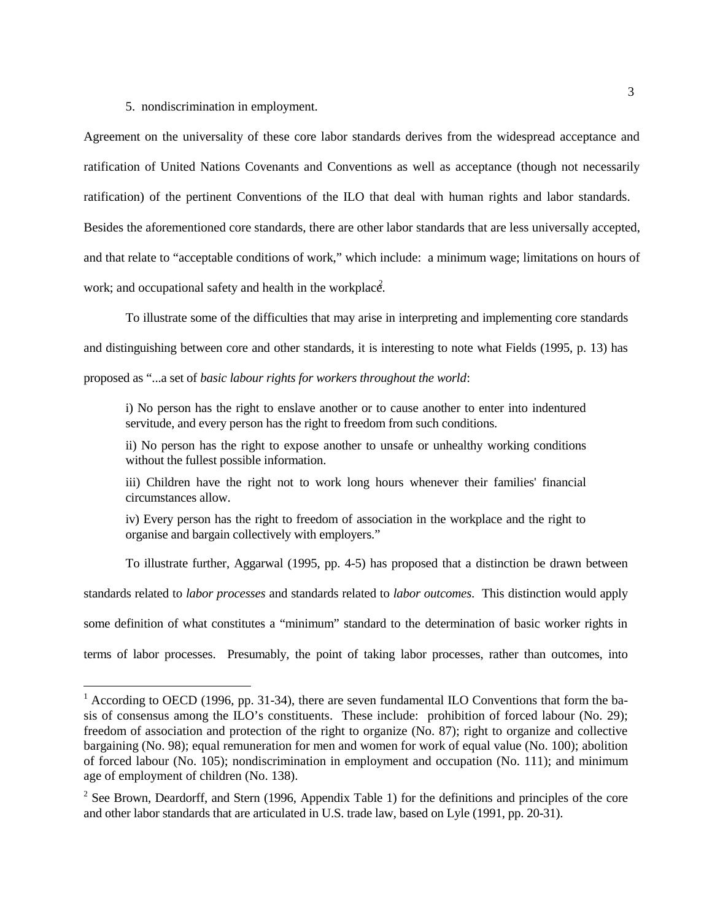5. nondiscrimination in employment.

Agreement on the universality of these core labor standards derives from the widespread acceptance and ratification of United Nations Covenants and Conventions as well as acceptance (though not necessarily ratification) of the pertinent Conventions of the ILO that deal with human rights and labor standards.[1] Besides the aforementioned core standards, there are other labor standards that are less universally accepted, and that relate to "acceptable conditions of work," which include: a minimum wage; limitations on hours of work; and occupational safety and health in the workplace.[2]

To illustrate some of the difficulties that may arise in interpreting and implementing core standards and distinguishing between core and other standards, it is interesting to note what Fields (1995, p. 13) has proposed as "...a set of *basic labour rights for workers throughout the world*:

> i) No person has the right to enslave another or to cause another to enter into indentured servitude, and every person has the right to freedom from such conditions.
>
> ii) No person has the right to expose another to unsafe or unhealthy working conditions without the fullest possible information.
>
> iii) Children have the right not to work long hours whenever their families' financial circumstances allow.
>
> iv) Every person has the right to freedom of association in the workplace and the right to organise and bargain collectively with employers."

To illustrate further, Aggarwal (1995, pp. 4-5) has proposed that a distinction be drawn between standards related to *labor processes* and standards related to *labor outcomes*. This distinction would apply some definition of what constitutes a "minimum" standard to the determination of basic worker rights in terms of labor processes. Presumably, the point of taking labor processes, rather than outcomes, into

---

[1] According to OECD (1996, pp. 31-34), there are seven fundamental ILO Conventions that form the basis of consensus among the ILO's constituents. These include: prohibition of forced labour (No. 29); freedom of association and protection of the right to organize (No. 87); right to organize and collective bargaining (No. 98); equal remuneration for men and women for work of equal value (No. 100); abolition of forced labour (No. 105); nondiscrimination in employment and occupation (No. 111); and minimum age of employment of children (No. 138).

[2] See Brown, Deardorff, and Stern (1996, Appendix Table 1) for the definitions and principles of the core and other labor standards that are articulated in U.S. trade law, based on Lyle (1991, pp. 20-31).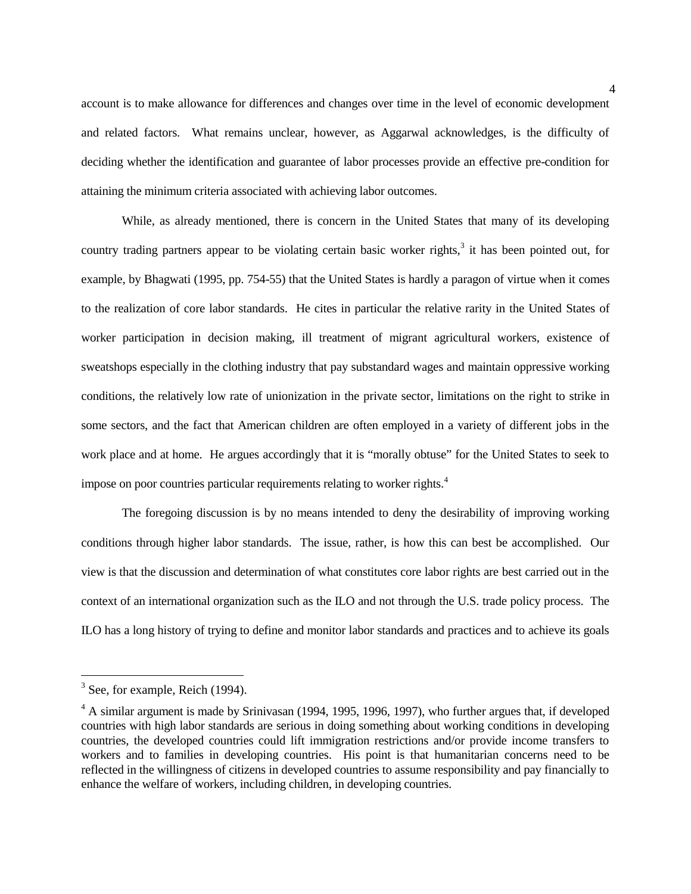account is to make allowance for differences and changes over time in the level of economic development and related factors. What remains unclear, however, as Aggarwal acknowledges, is the difficulty of deciding whether the identification and guarantee of labor processes provide an effective pre-condition for attaining the minimum criteria associated with achieving labor outcomes.

While, as already mentioned, there is concern in the United States that many of its developing country trading partners appear to be violating certain basic worker rights,[3] it has been pointed out, for example, by Bhagwati (1995, pp. 754-55) that the United States is hardly a paragon of virtue when it comes to the realization of core labor standards. He cites in particular the relative rarity in the United States of worker participation in decision making, ill treatment of migrant agricultural workers, existence of sweatshops especially in the clothing industry that pay substandard wages and maintain oppressive working conditions, the relatively low rate of unionization in the private sector, limitations on the right to strike in some sectors, and the fact that American children are often employed in a variety of different jobs in the work place and at home. He argues accordingly that it is "morally obtuse" for the United States to seek to impose on poor countries particular requirements relating to worker rights.[4]

The foregoing discussion is by no means intended to deny the desirability of improving working conditions through higher labor standards. The issue, rather, is how this can best be accomplished. Our view is that the discussion and determination of what constitutes core labor rights are best carried out in the context of an international organization such as the ILO and not through the U.S. trade policy process. The ILO has a long history of trying to define and monitor labor standards and practices and to achieve its goals

[3] See, for example, Reich (1994).

[4] A similar argument is made by Srinivasan (1994, 1995, 1996, 1997), who further argues that, if developed countries with high labor standards are serious in doing something about working conditions in developing countries, the developed countries could lift immigration restrictions and/or provide income transfers to workers and to families in developing countries. His point is that humanitarian concerns need to be reflected in the willingness of citizens in developed countries to assume responsibility and pay financially to enhance the welfare of workers, including children, in developing countries.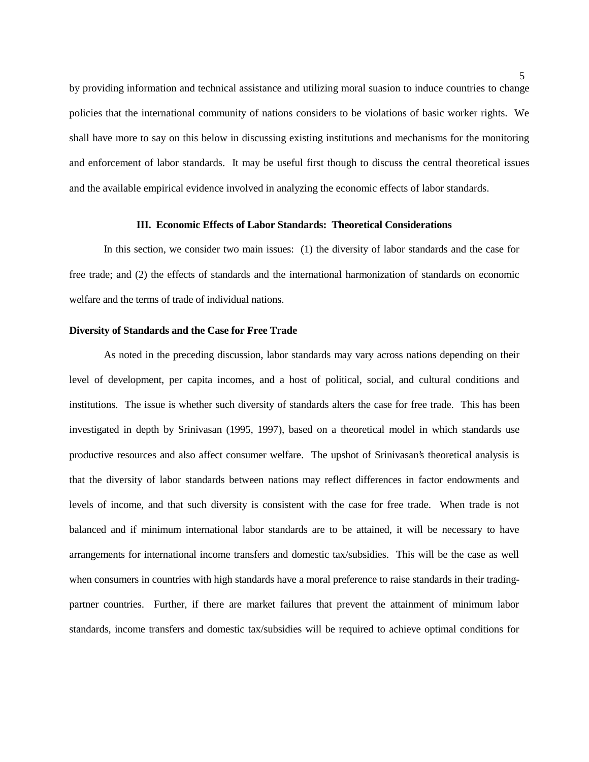by providing information and technical assistance and utilizing moral suasion to induce countries to change policies that the international community of nations considers to be violations of basic worker rights. We shall have more to say on this below in discussing existing institutions and mechanisms for the monitoring and enforcement of labor standards. It may be useful first though to discuss the central theoretical issues and the available empirical evidence involved in analyzing the economic effects of labor standards.

## III. Economic Effects of Labor Standards: Theoretical Considerations

In this section, we consider two main issues: (1) the diversity of labor standards and the case for free trade; and (2) the effects of standards and the international harmonization of standards on economic welfare and the terms of trade of individual nations.

### Diversity of Standards and the Case for Free Trade

As noted in the preceding discussion, labor standards may vary across nations depending on their level of development, per capita incomes, and a host of political, social, and cultural conditions and institutions. The issue is whether such diversity of standards alters the case for free trade. This has been investigated in depth by Srinivasan (1995, 1997), based on a theoretical model in which standards use productive resources and also affect consumer welfare. The upshot of Srinivasan's theoretical analysis is that the diversity of labor standards between nations may reflect differences in factor endowments and levels of income, and that such diversity is consistent with the case for free trade. When trade is not balanced and if minimum international labor standards are to be attained, it will be necessary to have arrangements for international income transfers and domestic tax/subsidies. This will be the case as well when consumers in countries with high standards have a moral preference to raise standards in their trading-partner countries. Further, if there are market failures that prevent the attainment of minimum labor standards, income transfers and domestic tax/subsidies will be required to achieve optimal conditions for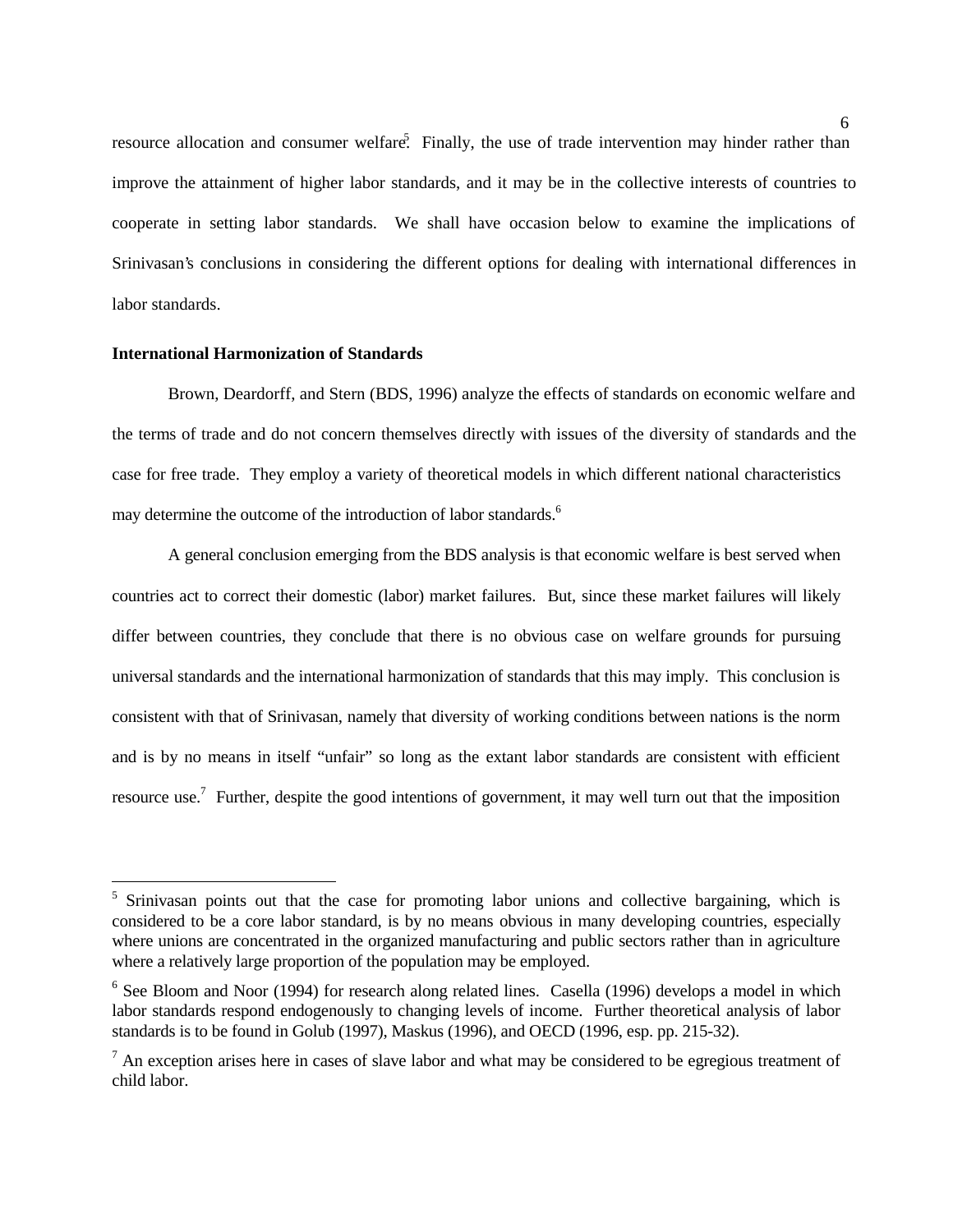resource allocation and consumer welfare.[5] Finally, the use of trade intervention may hinder rather than improve the attainment of higher labor standards, and it may be in the collective interests of countries to cooperate in setting labor standards. We shall have occasion below to examine the implications of Srinivasan's conclusions in considering the different options for dealing with international differences in labor standards.

**International Harmonization of Standards**

Brown, Deardorff, and Stern (BDS, 1996) analyze the effects of standards on economic welfare and the terms of trade and do not concern themselves directly with issues of the diversity of standards and the case for free trade. They employ a variety of theoretical models in which different national characteristics may determine the outcome of the introduction of labor standards.[6]

A general conclusion emerging from the BDS analysis is that economic welfare is best served when countries act to correct their domestic (labor) market failures. But, since these market failures will likely differ between countries, they conclude that there is no obvious case on welfare grounds for pursuing universal standards and the international harmonization of standards that this may imply. This conclusion is consistent with that of Srinivasan, namely that diversity of working conditions between nations is the norm and is by no means in itself "unfair" so long as the extant labor standards are consistent with efficient resource use.[7] Further, despite the good intentions of government, it may well turn out that the imposition

---

[5] Srinivasan points out that the case for promoting labor unions and collective bargaining, which is considered to be a core labor standard, is by no means obvious in many developing countries, especially where unions are concentrated in the organized manufacturing and public sectors rather than in agriculture where a relatively large proportion of the population may be employed.

[6] See Bloom and Noor (1994) for research along related lines. Casella (1996) develops a model in which labor standards respond endogenously to changing levels of income. Further theoretical analysis of labor standards is to be found in Golub (1997), Maskus (1996), and OECD (1996, esp. pp. 215-32).

[7] An exception arises here in cases of slave labor and what may be considered to be egregious treatment of child labor.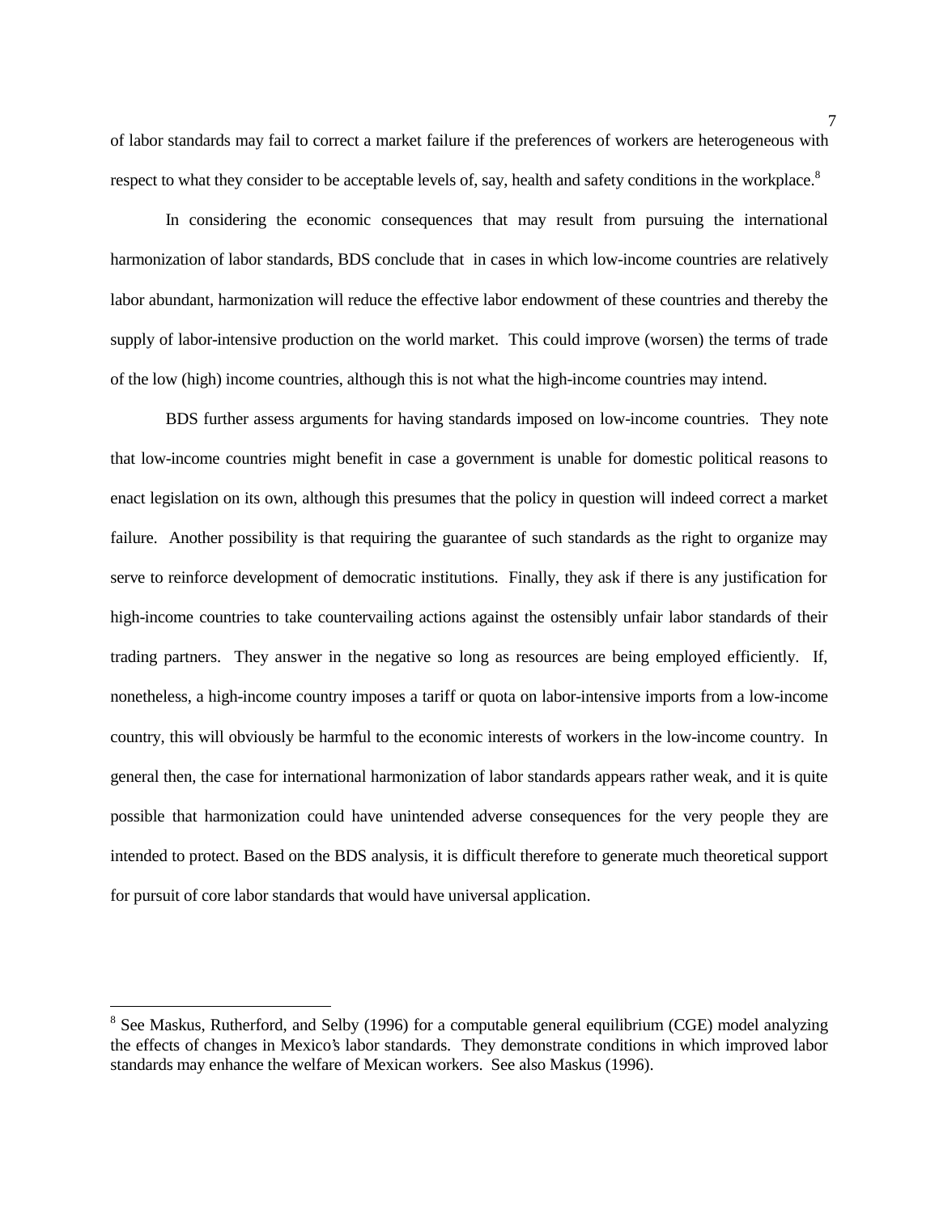of labor standards may fail to correct a market failure if the preferences of workers are heterogeneous with respect to what they consider to be acceptable levels of, say, health and safety conditions in the workplace.[8]

In considering the economic consequences that may result from pursuing the international harmonization of labor standards, BDS conclude that in cases in which low-income countries are relatively labor abundant, harmonization will reduce the effective labor endowment of these countries and thereby the supply of labor-intensive production on the world market. This could improve (worsen) the terms of trade of the low (high) income countries, although this is not what the high-income countries may intend.

BDS further assess arguments for having standards imposed on low-income countries. They note that low-income countries might benefit in case a government is unable for domestic political reasons to enact legislation on its own, although this presumes that the policy in question will indeed correct a market failure. Another possibility is that requiring the guarantee of such standards as the right to organize may serve to reinforce development of democratic institutions. Finally, they ask if there is any justification for high-income countries to take countervailing actions against the ostensibly unfair labor standards of their trading partners. They answer in the negative so long as resources are being employed efficiently. If, nonetheless, a high-income country imposes a tariff or quota on labor-intensive imports from a low-income country, this will obviously be harmful to the economic interests of workers in the low-income country. In general then, the case for international harmonization of labor standards appears rather weak, and it is quite possible that harmonization could have unintended adverse consequences for the very people they are intended to protect. Based on the BDS analysis, it is difficult therefore to generate much theoretical support for pursuit of core labor standards that would have universal application.

[8] See Maskus, Rutherford, and Selby (1996) for a computable general equilibrium (CGE) model analyzing the effects of changes in Mexico's labor standards. They demonstrate conditions in which improved labor standards may enhance the welfare of Mexican workers. See also Maskus (1996).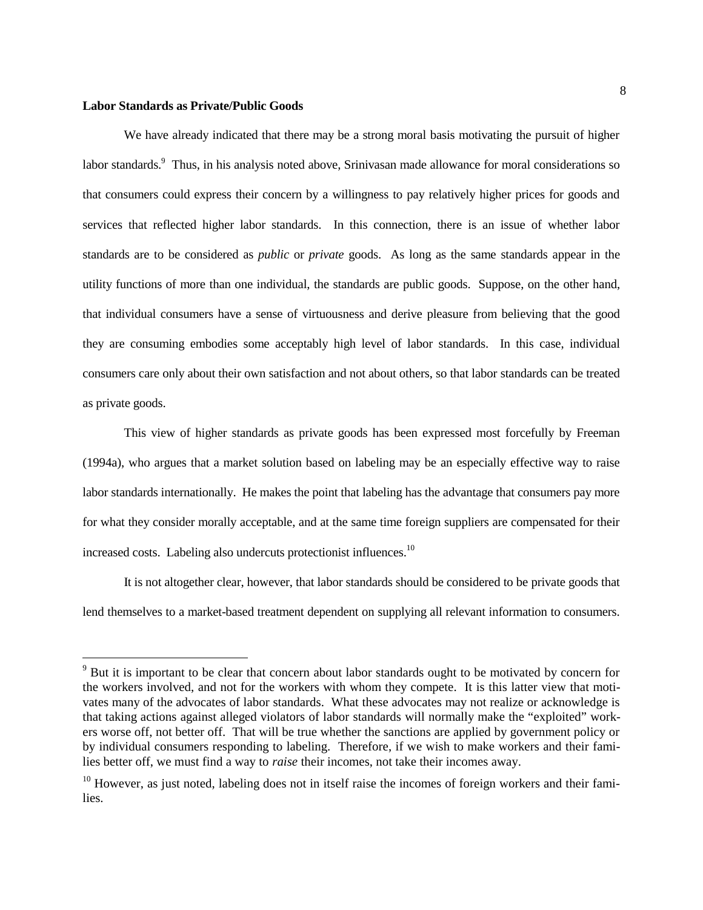**Labor Standards as Private/Public Goods**

We have already indicated that there may be a strong moral basis motivating the pursuit of higher labor standards.[9] Thus, in his analysis noted above, Srinivasan made allowance for moral considerations so that consumers could express their concern by a willingness to pay relatively higher prices for goods and services that reflected higher labor standards. In this connection, there is an issue of whether labor standards are to be considered as *public* or *private* goods. As long as the same standards appear in the utility functions of more than one individual, the standards are public goods. Suppose, on the other hand, that individual consumers have a sense of virtuousness and derive pleasure from believing that the good they are consuming embodies some acceptably high level of labor standards. In this case, individual consumers care only about their own satisfaction and not about others, so that labor standards can be treated as private goods.

This view of higher standards as private goods has been expressed most forcefully by Freeman (1994a), who argues that a market solution based on labeling may be an especially effective way to raise labor standards internationally. He makes the point that labeling has the advantage that consumers pay more for what they consider morally acceptable, and at the same time foreign suppliers are compensated for their increased costs. Labeling also undercuts protectionist influences.[10]

It is not altogether clear, however, that labor standards should be considered to be private goods that lend themselves to a market-based treatment dependent on supplying all relevant information to consumers.

---

[9] But it is important to be clear that concern about labor standards ought to be motivated by concern for the workers involved, and not for the workers with whom they compete. It is this latter view that motivates many of the advocates of labor standards. What these advocates may not realize or acknowledge is that taking actions against alleged violators of labor standards will normally make the "exploited" workers worse off, not better off. That will be true whether the sanctions are applied by government policy or by individual consumers responding to labeling. Therefore, if we wish to make workers and their families better off, we must find a way to *raise* their incomes, not take their incomes away.

[10] However, as just noted, labeling does not in itself raise the incomes of foreign workers and their families.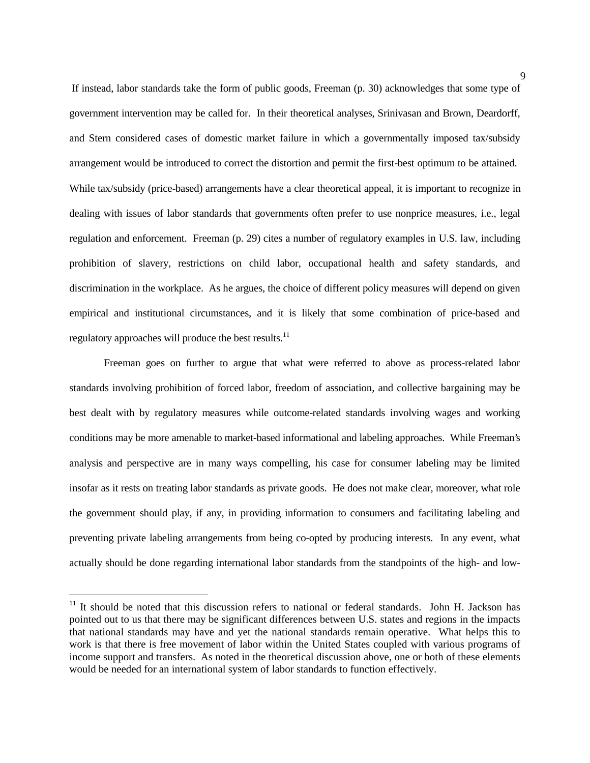If instead, labor standards take the form of public goods, Freeman (p. 30) acknowledges that some type of government intervention may be called for. In their theoretical analyses, Srinivasan and Brown, Deardorff, and Stern considered cases of domestic market failure in which a governmentally imposed tax/subsidy arrangement would be introduced to correct the distortion and permit the first-best optimum to be attained. While tax/subsidy (price-based) arrangements have a clear theoretical appeal, it is important to recognize in dealing with issues of labor standards that governments often prefer to use nonprice measures, i.e., legal regulation and enforcement. Freeman (p. 29) cites a number of regulatory examples in U.S. law, including prohibition of slavery, restrictions on child labor, occupational health and safety standards, and discrimination in the workplace. As he argues, the choice of different policy measures will depend on given empirical and institutional circumstances, and it is likely that some combination of price-based and regulatory approaches will produce the best results.[11]

Freeman goes on further to argue that what were referred to above as process-related labor standards involving prohibition of forced labor, freedom of association, and collective bargaining may be best dealt with by regulatory measures while outcome-related standards involving wages and working conditions may be more amenable to market-based informational and labeling approaches. While Freeman's analysis and perspective are in many ways compelling, his case for consumer labeling may be limited insofar as it rests on treating labor standards as private goods. He does not make clear, moreover, what role the government should play, if any, in providing information to consumers and facilitating labeling and preventing private labeling arrangements from being co-opted by producing interests. In any event, what actually should be done regarding international labor standards from the standpoints of the high- and low-

[11] It should be noted that this discussion refers to national or federal standards. John H. Jackson has pointed out to us that there may be significant differences between U.S. states and regions in the impacts that national standards may have and yet the national standards remain operative. What helps this to work is that there is free movement of labor within the United States coupled with various programs of income support and transfers. As noted in the theoretical discussion above, one or both of these elements would be needed for an international system of labor standards to function effectively.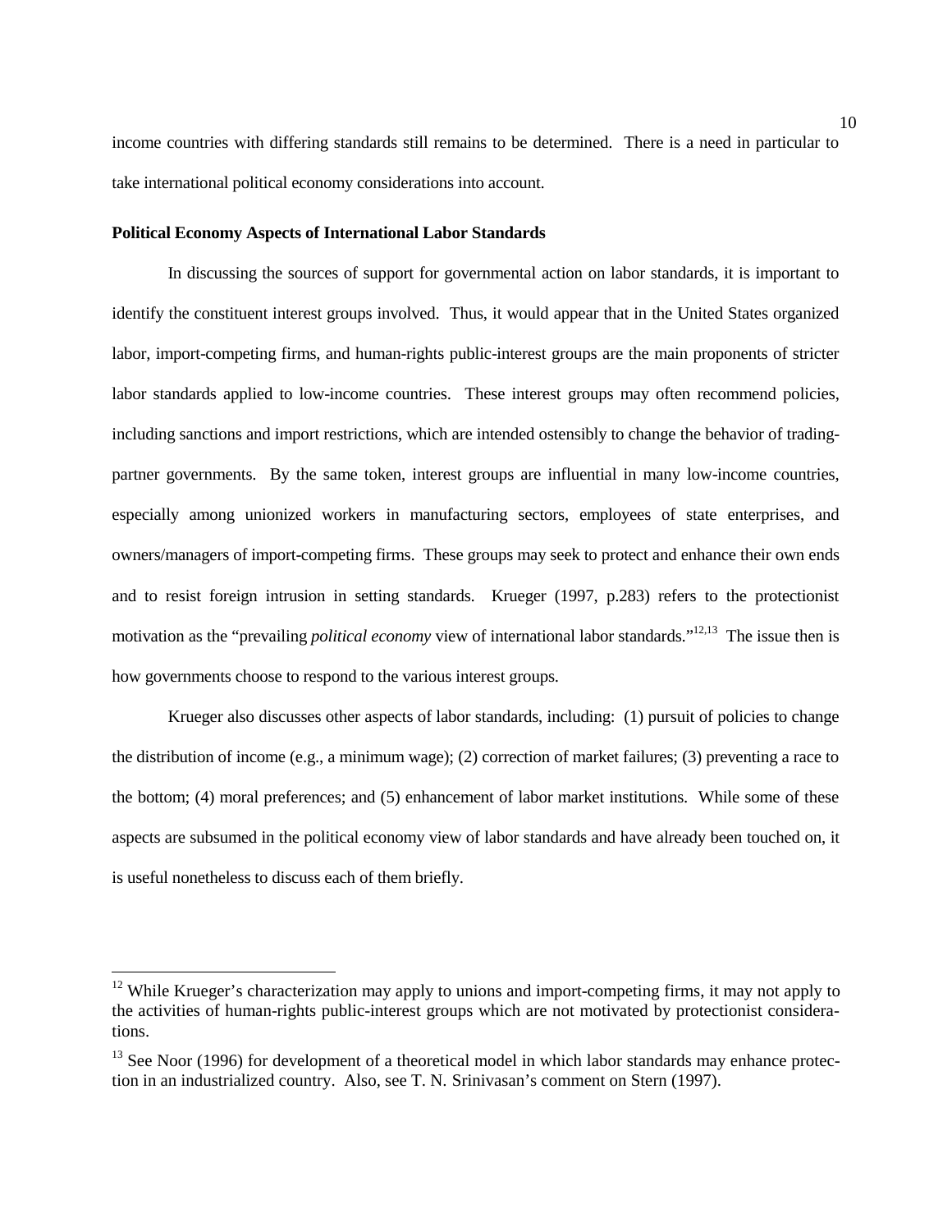income countries with differing standards still remains to be determined. There is a need in particular to take international political economy considerations into account.

**Political Economy Aspects of International Labor Standards**

In discussing the sources of support for governmental action on labor standards, it is important to identify the constituent interest groups involved. Thus, it would appear that in the United States organized labor, import-competing firms, and human-rights public-interest groups are the main proponents of stricter labor standards applied to low-income countries. These interest groups may often recommend policies, including sanctions and import restrictions, which are intended ostensibly to change the behavior of trading-partner governments. By the same token, interest groups are influential in many low-income countries, especially among unionized workers in manufacturing sectors, employees of state enterprises, and owners/managers of import-competing firms. These groups may seek to protect and enhance their own ends and to resist foreign intrusion in setting standards. Krueger (1997, p.283) refers to the protectionist motivation as the "prevailing *political economy* view of international labor standards."[12,13] The issue then is how governments choose to respond to the various interest groups.

Krueger also discusses other aspects of labor standards, including: (1) pursuit of policies to change the distribution of income (e.g., a minimum wage); (2) correction of market failures; (3) preventing a race to the bottom; (4) moral preferences; and (5) enhancement of labor market institutions. While some of these aspects are subsumed in the political economy view of labor standards and have already been touched on, it is useful nonetheless to discuss each of them briefly.

---

[12] While Krueger's characterization may apply to unions and import-competing firms, it may not apply to the activities of human-rights public-interest groups which are not motivated by protectionist considerations.

[13] See Noor (1996) for development of a theoretical model in which labor standards may enhance protection in an industrialized country. Also, see T. N. Srinivasan's comment on Stern (1997).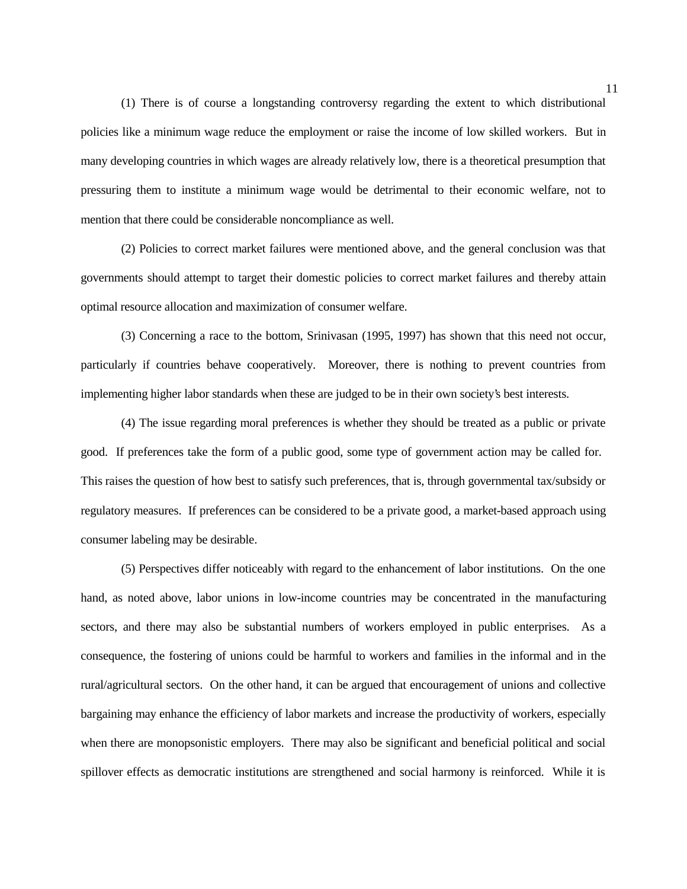(1) There is of course a longstanding controversy regarding the extent to which distributional policies like a minimum wage reduce the employment or raise the income of low skilled workers. But in many developing countries in which wages are already relatively low, there is a theoretical presumption that pressuring them to institute a minimum wage would be detrimental to their economic welfare, not to mention that there could be considerable noncompliance as well.

(2) Policies to correct market failures were mentioned above, and the general conclusion was that governments should attempt to target their domestic policies to correct market failures and thereby attain optimal resource allocation and maximization of consumer welfare.

(3) Concerning a race to the bottom, Srinivasan (1995, 1997) has shown that this need not occur, particularly if countries behave cooperatively. Moreover, there is nothing to prevent countries from implementing higher labor standards when these are judged to be in their own society's best interests.

(4) The issue regarding moral preferences is whether they should be treated as a public or private good. If preferences take the form of a public good, some type of government action may be called for. This raises the question of how best to satisfy such preferences, that is, through governmental tax/subsidy or regulatory measures. If preferences can be considered to be a private good, a market-based approach using consumer labeling may be desirable.

(5) Perspectives differ noticeably with regard to the enhancement of labor institutions. On the one hand, as noted above, labor unions in low-income countries may be concentrated in the manufacturing sectors, and there may also be substantial numbers of workers employed in public enterprises. As a consequence, the fostering of unions could be harmful to workers and families in the informal and in the rural/agricultural sectors. On the other hand, it can be argued that encouragement of unions and collective bargaining may enhance the efficiency of labor markets and increase the productivity of workers, especially when there are monopsonistic employers. There may also be significant and beneficial political and social spillover effects as democratic institutions are strengthened and social harmony is reinforced. While it is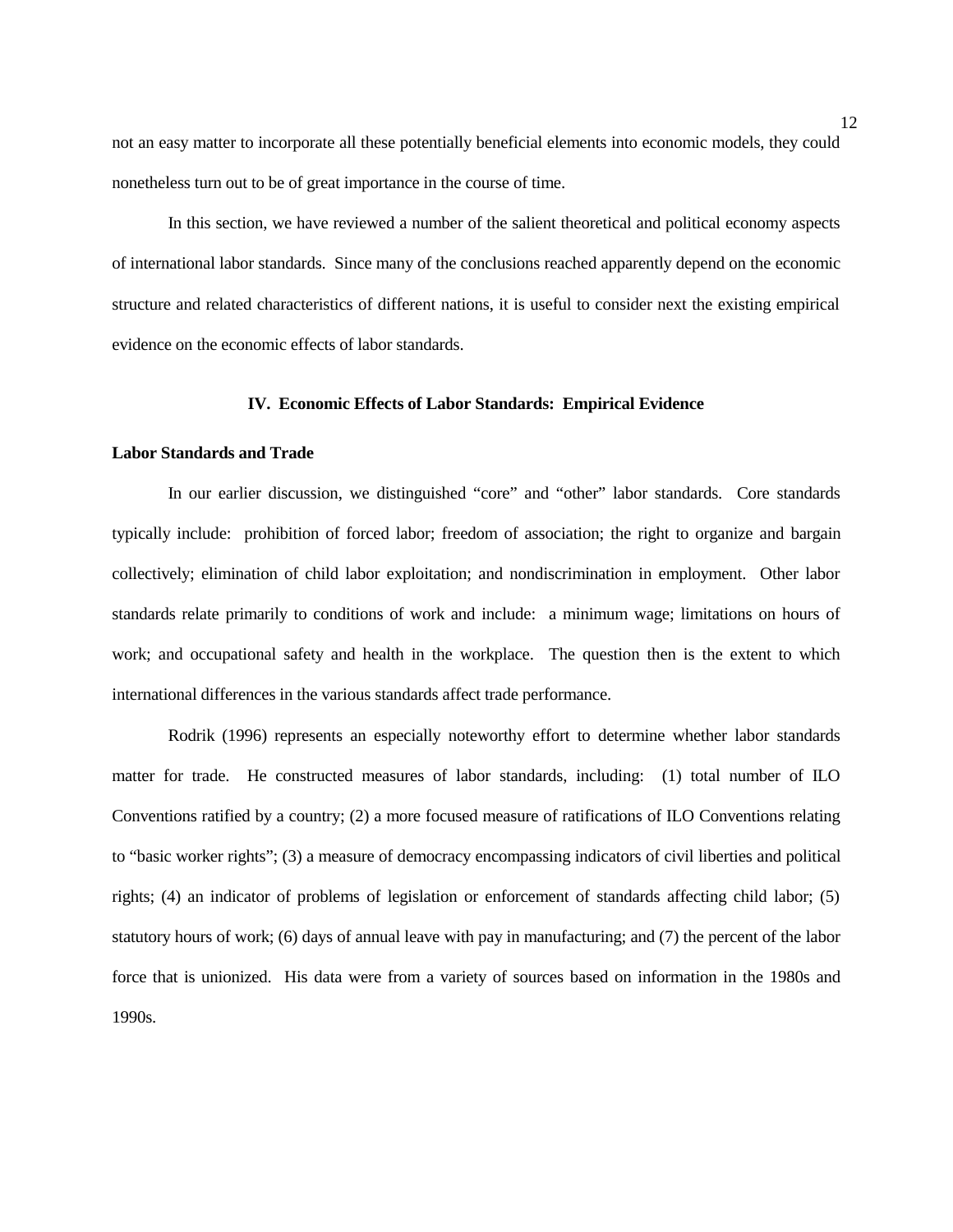not an easy matter to incorporate all these potentially beneficial elements into economic models, they could nonetheless turn out to be of great importance in the course of time.

In this section, we have reviewed a number of the salient theoretical and political economy aspects of international labor standards. Since many of the conclusions reached apparently depend on the economic structure and related characteristics of different nations, it is useful to consider next the existing empirical evidence on the economic effects of labor standards.

## IV. Economic Effects of Labor Standards: Empirical Evidence

### Labor Standards and Trade

In our earlier discussion, we distinguished "core" and "other" labor standards. Core standards typically include: prohibition of forced labor; freedom of association; the right to organize and bargain collectively; elimination of child labor exploitation; and nondiscrimination in employment. Other labor standards relate primarily to conditions of work and include: a minimum wage; limitations on hours of work; and occupational safety and health in the workplace. The question then is the extent to which international differences in the various standards affect trade performance.

Rodrik (1996) represents an especially noteworthy effort to determine whether labor standards matter for trade. He constructed measures of labor standards, including: (1) total number of ILO Conventions ratified by a country; (2) a more focused measure of ratifications of ILO Conventions relating to "basic worker rights"; (3) a measure of democracy encompassing indicators of civil liberties and political rights; (4) an indicator of problems of legislation or enforcement of standards affecting child labor; (5) statutory hours of work; (6) days of annual leave with pay in manufacturing; and (7) the percent of the labor force that is unionized. His data were from a variety of sources based on information in the 1980s and 1990s.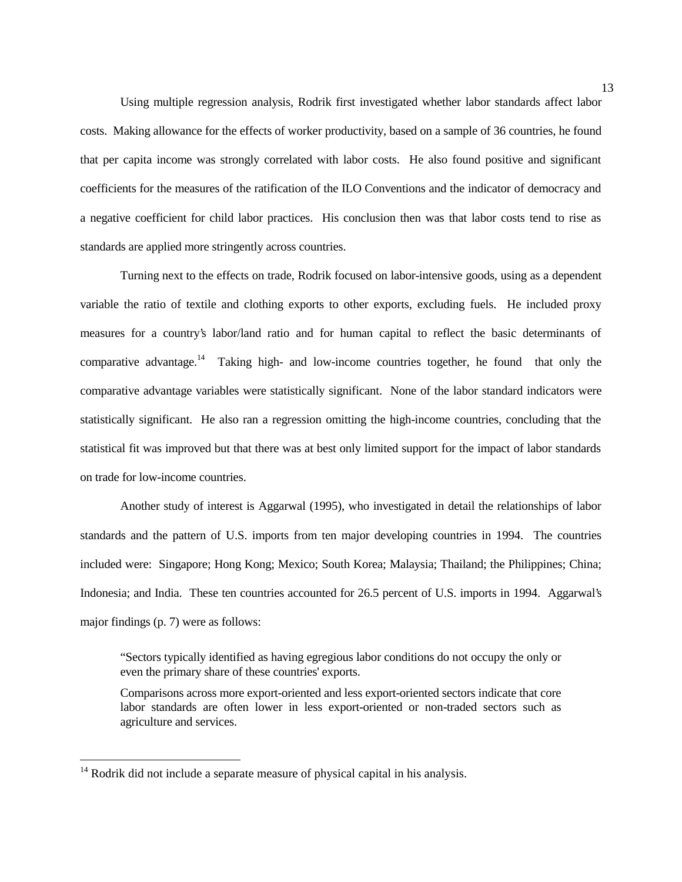Using multiple regression analysis, Rodrik first investigated whether labor standards affect labor costs. Making allowance for the effects of worker productivity, based on a sample of 36 countries, he found that per capita income was strongly correlated with labor costs. He also found positive and significant coefficients for the measures of the ratification of the ILO Conventions and the indicator of democracy and a negative coefficient for child labor practices. His conclusion then was that labor costs tend to rise as standards are applied more stringently across countries.

Turning next to the effects on trade, Rodrik focused on labor-intensive goods, using as a dependent variable the ratio of textile and clothing exports to other exports, excluding fuels. He included proxy measures for a country's labor/land ratio and for human capital to reflect the basic determinants of comparative advantage.[14] Taking high- and low-income countries together, he found that only the comparative advantage variables were statistically significant. None of the labor standard indicators were statistically significant. He also ran a regression omitting the high-income countries, concluding that the statistical fit was improved but that there was at best only limited support for the impact of labor standards on trade for low-income countries.

Another study of interest is Aggarwal (1995), who investigated in detail the relationships of labor standards and the pattern of U.S. imports from ten major developing countries in 1994. The countries included were: Singapore; Hong Kong; Mexico; South Korea; Malaysia; Thailand; the Philippines; China; Indonesia; and India. These ten countries accounted for 26.5 percent of U.S. imports in 1994. Aggarwal's major findings (p. 7) were as follows:

> "Sectors typically identified as having egregious labor conditions do not occupy the only or even the primary share of these countries' exports.
>
> Comparisons across more export-oriented and less export-oriented sectors indicate that core labor standards are often lower in less export-oriented or non-traded sectors such as agriculture and services.

---

[14] Rodrik did not include a separate measure of physical capital in his analysis.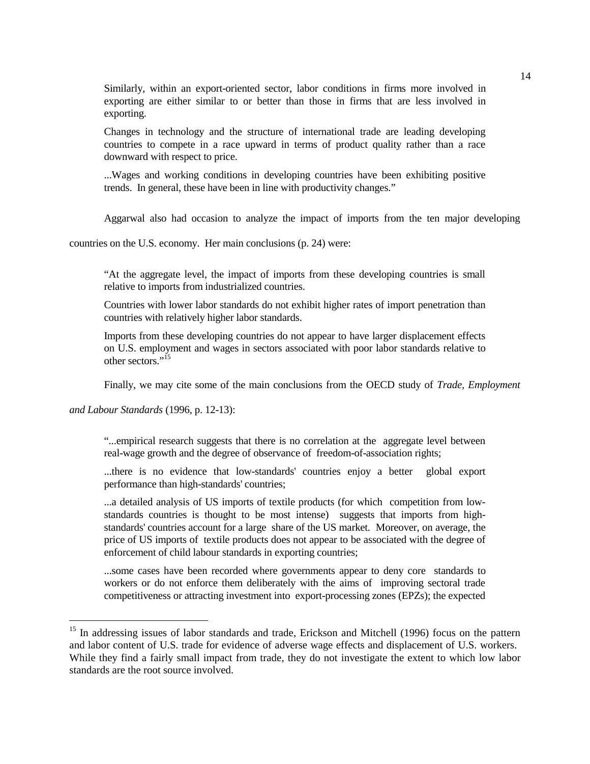> Similarly, within an export-oriented sector, labor conditions in firms more involved in exporting are either similar to or better than those in firms that are less involved in exporting.
>
> Changes in technology and the structure of international trade are leading developing countries to compete in a race upward in terms of product quality rather than a race downward with respect to price.
>
> ...Wages and working conditions in developing countries have been exhibiting positive trends. In general, these have been in line with productivity changes."

Aggarwal also had occasion to analyze the impact of imports from the ten major developing countries on the U.S. economy. Her main conclusions (p. 24) were:

> "At the aggregate level, the impact of imports from these developing countries is small relative to imports from industrialized countries.
>
> Countries with lower labor standards do not exhibit higher rates of import penetration than countries with relatively higher labor standards.
>
> Imports from these developing countries do not appear to have larger displacement effects on U.S. employment and wages in sectors associated with poor labor standards relative to other sectors."[15]

Finally, we may cite some of the main conclusions from the OECD study of *Trade, Employment and Labour Standards* (1996, p. 12-13):

> "...empirical research suggests that there is no correlation at the aggregate level between real-wage growth and the degree of observance of freedom-of-association rights;
>
> ...there is no evidence that low-standards' countries enjoy a better global export performance than high-standards' countries;
>
> ...a detailed analysis of US imports of textile products (for which competition from low-standards countries is thought to be most intense) suggests that imports from high-standards' countries account for a large share of the US market. Moreover, on average, the price of US imports of textile products does not appear to be associated with the degree of enforcement of child labour standards in exporting countries;
>
> ...some cases have been recorded where governments appear to deny core standards to workers or do not enforce them deliberately with the aims of improving sectoral trade competitiveness or attracting investment into export-processing zones (EPZs); the expected

---

[15] In addressing issues of labor standards and trade, Erickson and Mitchell (1996) focus on the pattern and labor content of U.S. trade for evidence of adverse wage effects and displacement of U.S. workers. While they find a fairly small impact from trade, they do not investigate the extent to which low labor standards are the root source involved.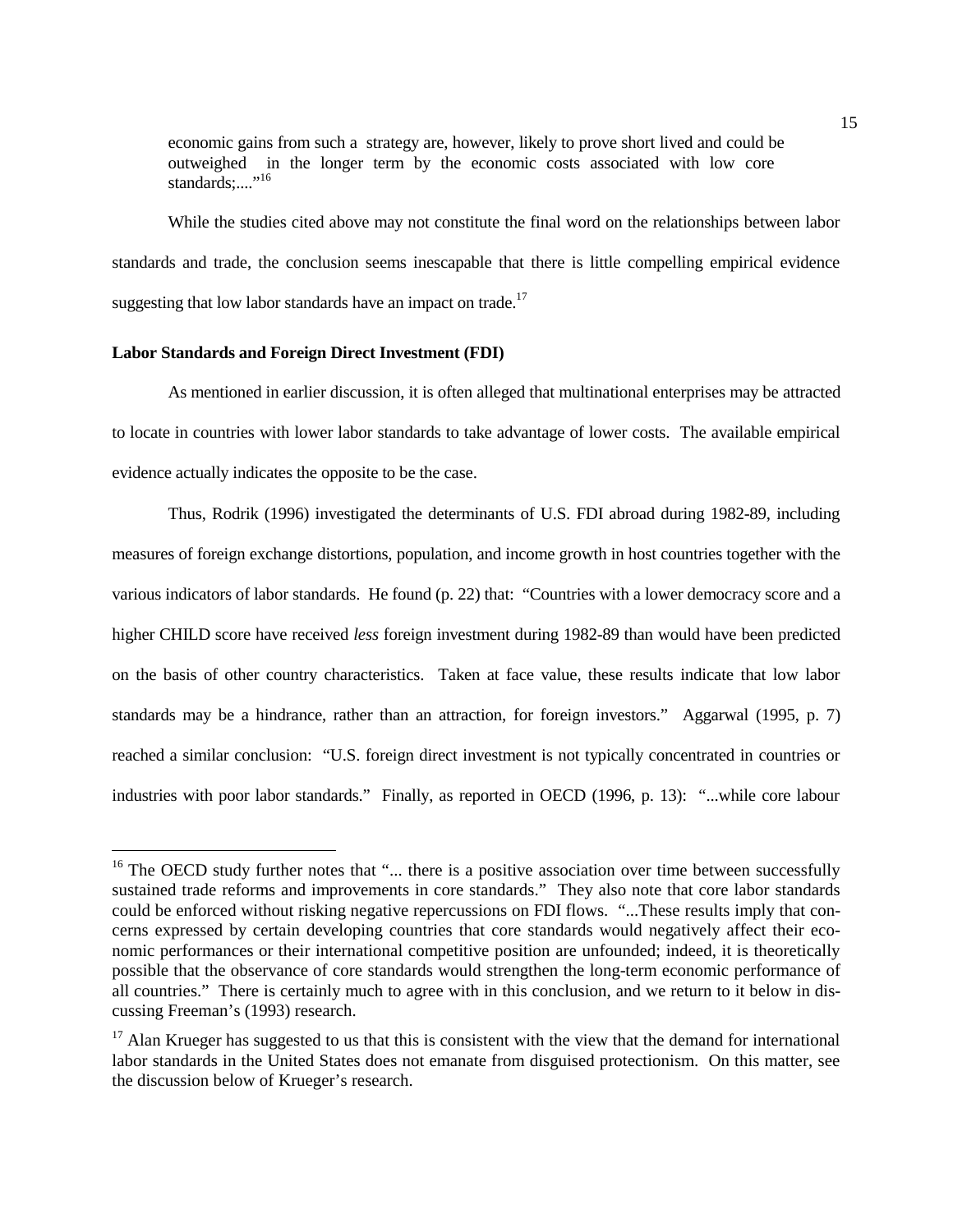> economic gains from such a strategy are, however, likely to prove short lived and could be outweighed in the longer term by the economic costs associated with low core standards;...."[16]

While the studies cited above may not constitute the final word on the relationships between labor standards and trade, the conclusion seems inescapable that there is little compelling empirical evidence suggesting that low labor standards have an impact on trade.[17]

**Labor Standards and Foreign Direct Investment (FDI)**

As mentioned in earlier discussion, it is often alleged that multinational enterprises may be attracted to locate in countries with lower labor standards to take advantage of lower costs. The available empirical evidence actually indicates the opposite to be the case.

Thus, Rodrik (1996) investigated the determinants of U.S. FDI abroad during 1982-89, including measures of foreign exchange distortions, population, and income growth in host countries together with the various indicators of labor standards. He found (p. 22) that: "Countries with a lower democracy score and a higher CHILD score have received *less* foreign investment during 1982-89 than would have been predicted on the basis of other country characteristics. Taken at face value, these results indicate that low labor standards may be a hindrance, rather than an attraction, for foreign investors." Aggarwal (1995, p. 7) reached a similar conclusion: "U.S. foreign direct investment is not typically concentrated in countries or industries with poor labor standards." Finally, as reported in OECD (1996, p. 13): "...while core labour

---

[16] The OECD study further notes that "... there is a positive association over time between successfully sustained trade reforms and improvements in core standards." They also note that core labor standards could be enforced without risking negative repercussions on FDI flows. "...These results imply that concerns expressed by certain developing countries that core standards would negatively affect their economic performances or their international competitive position are unfounded; indeed, it is theoretically possible that the observance of core standards would strengthen the long-term economic performance of all countries." There is certainly much to agree with in this conclusion, and we return to it below in discussing Freeman's (1993) research.

[17] Alan Krueger has suggested to us that this is consistent with the view that the demand for international labor standards in the United States does not emanate from disguised protectionism. On this matter, see the discussion below of Krueger's research.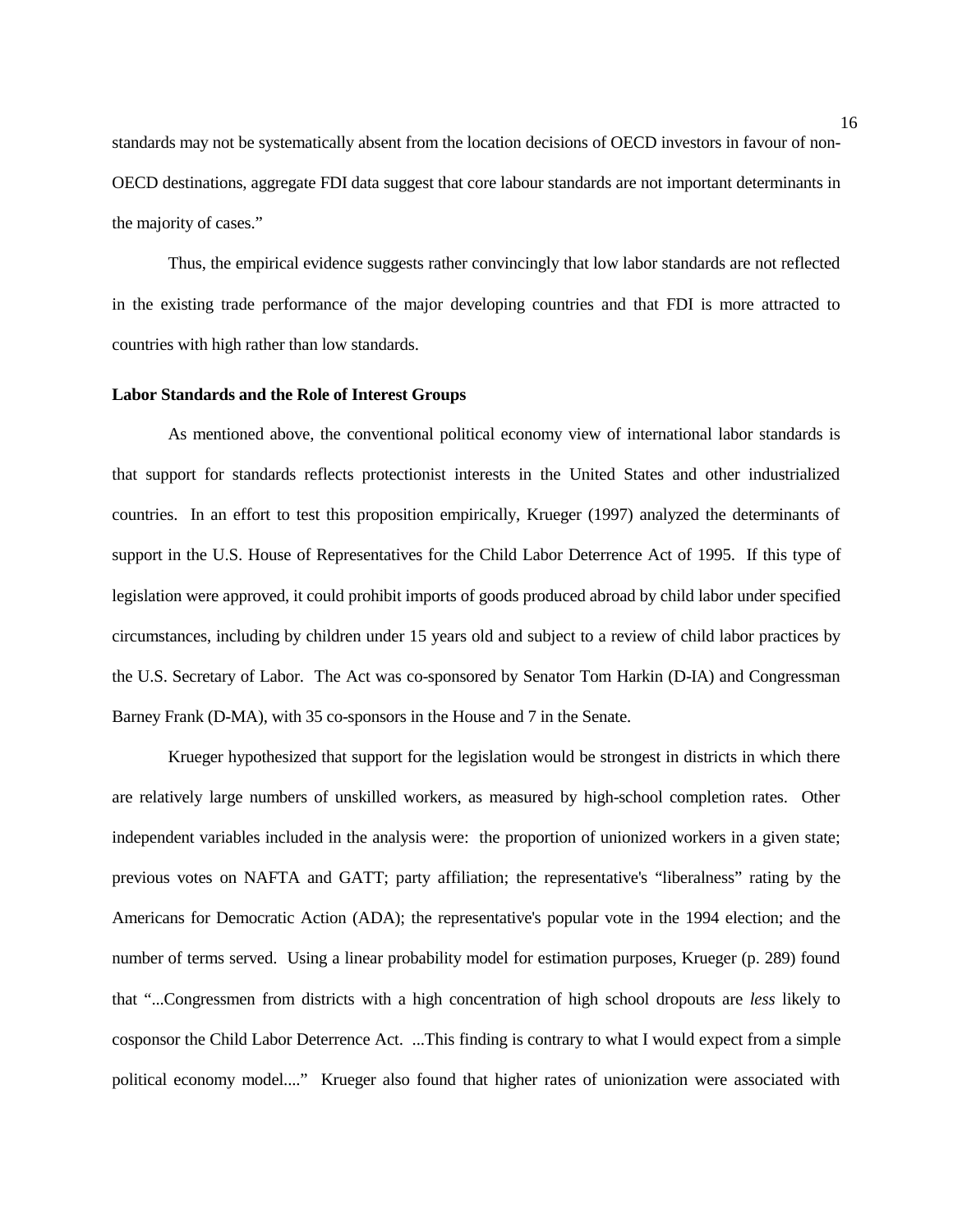standards may not be systematically absent from the location decisions of OECD investors in favour of non-OECD destinations, aggregate FDI data suggest that core labour standards are not important determinants in the majority of cases."

Thus, the empirical evidence suggests rather convincingly that low labor standards are not reflected in the existing trade performance of the major developing countries and that FDI is more attracted to countries with high rather than low standards.

**Labor Standards and the Role of Interest Groups**

As mentioned above, the conventional political economy view of international labor standards is that support for standards reflects protectionist interests in the United States and other industrialized countries. In an effort to test this proposition empirically, Krueger (1997) analyzed the determinants of support in the U.S. House of Representatives for the Child Labor Deterrence Act of 1995. If this type of legislation were approved, it could prohibit imports of goods produced abroad by child labor under specified circumstances, including by children under 15 years old and subject to a review of child labor practices by the U.S. Secretary of Labor. The Act was co-sponsored by Senator Tom Harkin (D-IA) and Congressman Barney Frank (D-MA), with 35 co-sponsors in the House and 7 in the Senate.

Krueger hypothesized that support for the legislation would be strongest in districts in which there are relatively large numbers of unskilled workers, as measured by high-school completion rates. Other independent variables included in the analysis were: the proportion of unionized workers in a given state; previous votes on NAFTA and GATT; party affiliation; the representative's "liberalness" rating by the Americans for Democratic Action (ADA); the representative's popular vote in the 1994 election; and the number of terms served. Using a linear probability model for estimation purposes, Krueger (p. 289) found that "...Congressmen from districts with a high concentration of high school dropouts are *less* likely to cosponsor the Child Labor Deterrence Act. ...This finding is contrary to what I would expect from a simple political economy model...." Krueger also found that higher rates of unionization were associated with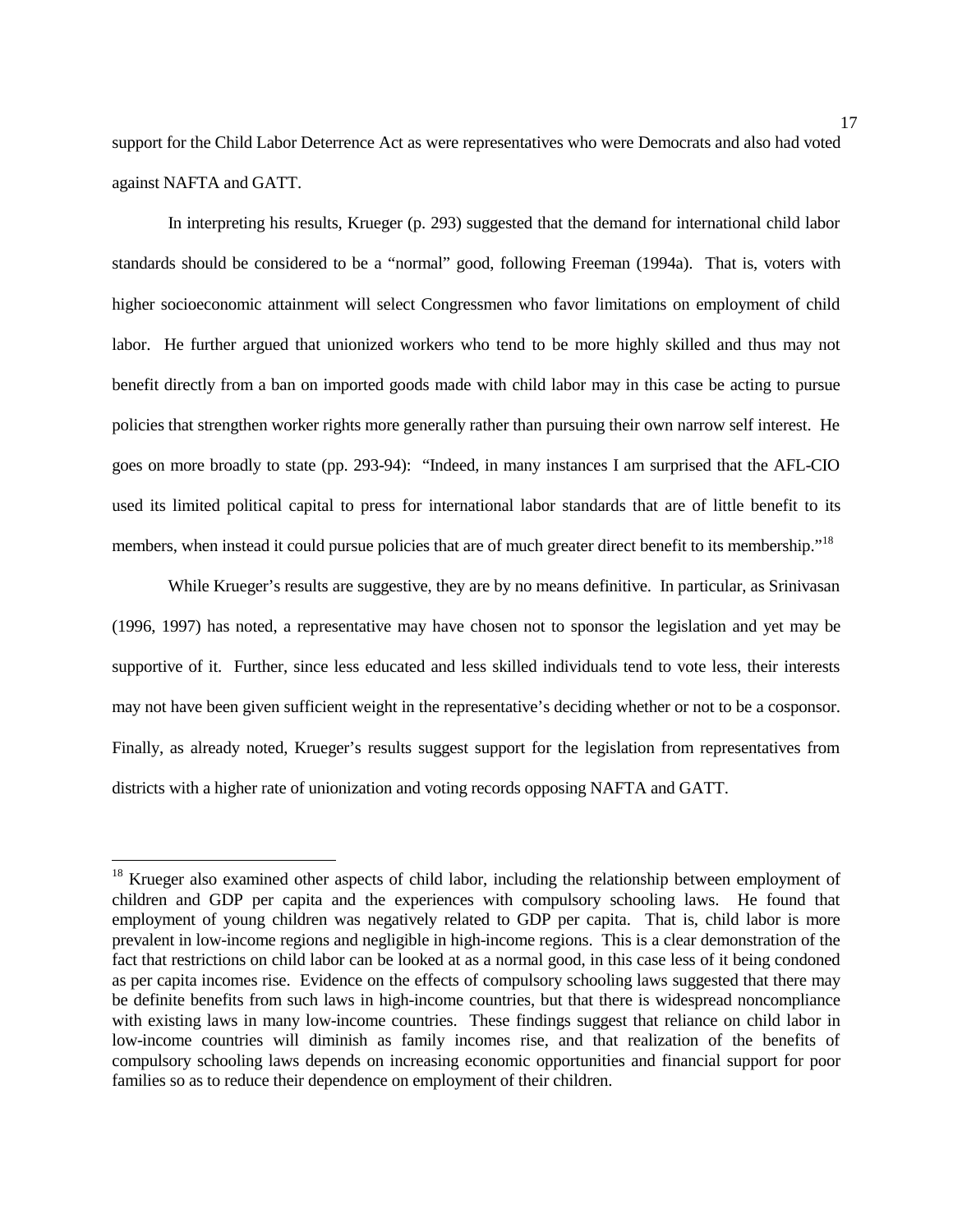support for the Child Labor Deterrence Act as were representatives who were Democrats and also had voted against NAFTA and GATT.

In interpreting his results, Krueger (p. 293) suggested that the demand for international child labor standards should be considered to be a "normal" good, following Freeman (1994a). That is, voters with higher socioeconomic attainment will select Congressmen who favor limitations on employment of child labor. He further argued that unionized workers who tend to be more highly skilled and thus may not benefit directly from a ban on imported goods made with child labor may in this case be acting to pursue policies that strengthen worker rights more generally rather than pursuing their own narrow self interest. He goes on more broadly to state (pp. 293-94): "Indeed, in many instances I am surprised that the AFL-CIO used its limited political capital to press for international labor standards that are of little benefit to its members, when instead it could pursue policies that are of much greater direct benefit to its membership."[18]

While Krueger's results are suggestive, they are by no means definitive. In particular, as Srinivasan (1996, 1997) has noted, a representative may have chosen not to sponsor the legislation and yet may be supportive of it. Further, since less educated and less skilled individuals tend to vote less, their interests may not have been given sufficient weight in the representative's deciding whether or not to be a cosponsor. Finally, as already noted, Krueger's results suggest support for the legislation from representatives from districts with a higher rate of unionization and voting records opposing NAFTA and GATT.

---

[18] Krueger also examined other aspects of child labor, including the relationship between employment of children and GDP per capita and the experiences with compulsory schooling laws. He found that employment of young children was negatively related to GDP per capita. That is, child labor is more prevalent in low-income regions and negligible in high-income regions. This is a clear demonstration of the fact that restrictions on child labor can be looked at as a normal good, in this case less of it being condoned as per capita incomes rise. Evidence on the effects of compulsory schooling laws suggested that there may be definite benefits from such laws in high-income countries, but that there is widespread noncompliance with existing laws in many low-income countries. These findings suggest that reliance on child labor in low-income countries will diminish as family incomes rise, and that realization of the benefits of compulsory schooling laws depends on increasing economic opportunities and financial support for poor families so as to reduce their dependence on employment of their children.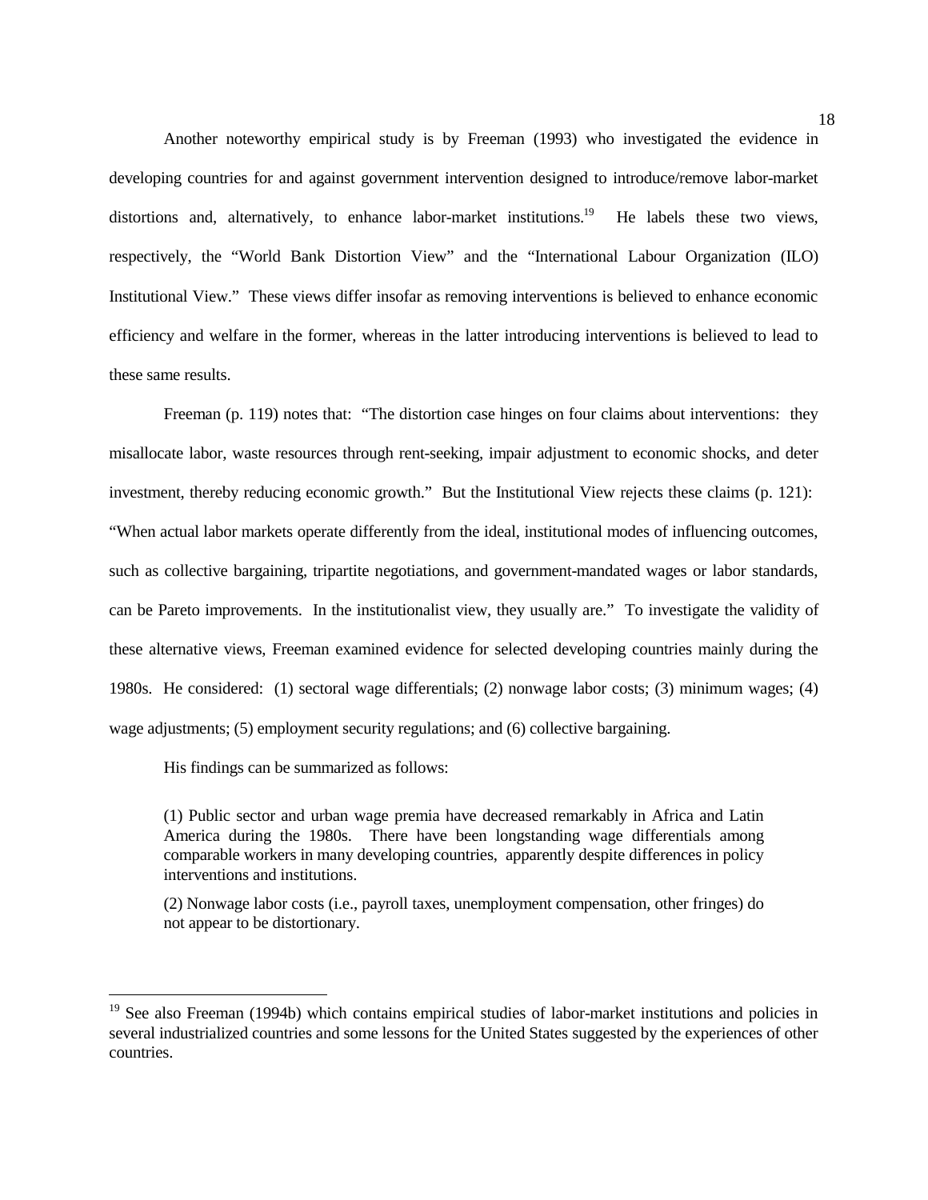Another noteworthy empirical study is by Freeman (1993) who investigated the evidence in developing countries for and against government intervention designed to introduce/remove labor-market distortions and, alternatively, to enhance labor-market institutions.[19] He labels these two views, respectively, the "World Bank Distortion View" and the "International Labour Organization (ILO) Institutional View." These views differ insofar as removing interventions is believed to enhance economic efficiency and welfare in the former, whereas in the latter introducing interventions is believed to lead to these same results.

Freeman (p. 119) notes that: "The distortion case hinges on four claims about interventions: they misallocate labor, waste resources through rent-seeking, impair adjustment to economic shocks, and deter investment, thereby reducing economic growth." But the Institutional View rejects these claims (p. 121): "When actual labor markets operate differently from the ideal, institutional modes of influencing outcomes, such as collective bargaining, tripartite negotiations, and government-mandated wages or labor standards, can be Pareto improvements. In the institutionalist view, they usually are." To investigate the validity of these alternative views, Freeman examined evidence for selected developing countries mainly during the 1980s. He considered: (1) sectoral wage differentials; (2) nonwage labor costs; (3) minimum wages; (4) wage adjustments; (5) employment security regulations; and (6) collective bargaining.

His findings can be summarized as follows:

> (1) Public sector and urban wage premia have decreased remarkably in Africa and Latin America during the 1980s. There have been longstanding wage differentials among comparable workers in many developing countries, apparently despite differences in policy interventions and institutions.
>
> (2) Nonwage labor costs (i.e., payroll taxes, unemployment compensation, other fringes) do not appear to be distortionary.

[19] See also Freeman (1994b) which contains empirical studies of labor-market institutions and policies in several industrialized countries and some lessons for the United States suggested by the experiences of other countries.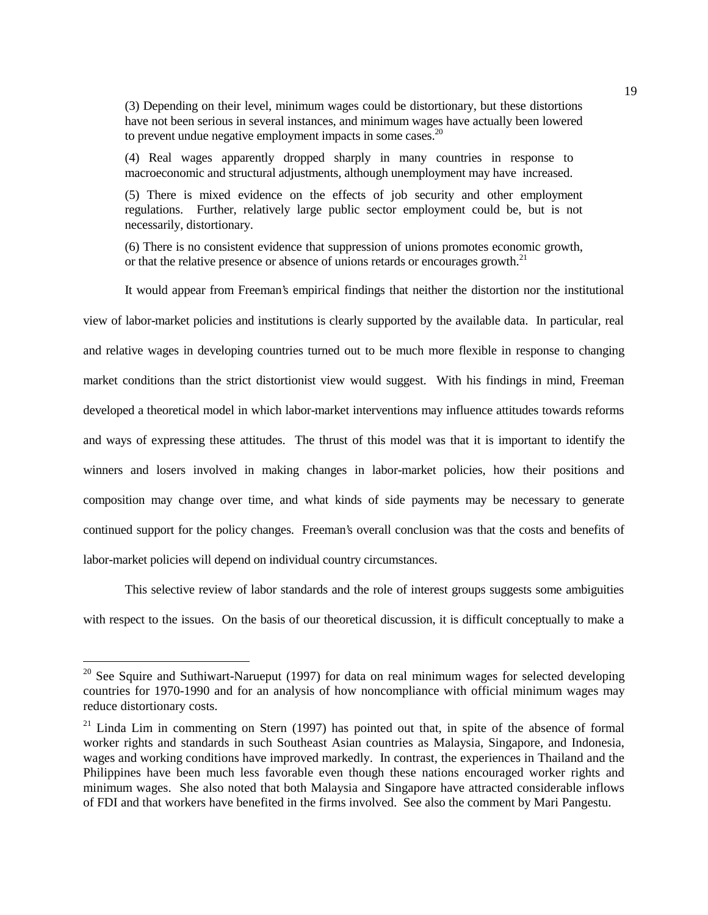(3) Depending on their level, minimum wages could be distortionary, but these distortions have not been serious in several instances, and minimum wages have actually been lowered to prevent undue negative employment impacts in some cases.[20]

(4) Real wages apparently dropped sharply in many countries in response to macroeconomic and structural adjustments, although unemployment may have increased.

(5) There is mixed evidence on the effects of job security and other employment regulations. Further, relatively large public sector employment could be, but is not necessarily, distortionary.

(6) There is no consistent evidence that suppression of unions promotes economic growth, or that the relative presence or absence of unions retards or encourages growth.[21]

It would appear from Freeman's empirical findings that neither the distortion nor the institutional view of labor-market policies and institutions is clearly supported by the available data. In particular, real and relative wages in developing countries turned out to be much more flexible in response to changing market conditions than the strict distortionist view would suggest. With his findings in mind, Freeman developed a theoretical model in which labor-market interventions may influence attitudes towards reforms and ways of expressing these attitudes. The thrust of this model was that it is important to identify the winners and losers involved in making changes in labor-market policies, how their positions and composition may change over time, and what kinds of side payments may be necessary to generate continued support for the policy changes. Freeman's overall conclusion was that the costs and benefits of labor-market policies will depend on individual country circumstances.

This selective review of labor standards and the role of interest groups suggests some ambiguities with respect to the issues. On the basis of our theoretical discussion, it is difficult conceptually to make a

---

[20] See Squire and Suthiwart-Narueput (1997) for data on real minimum wages for selected developing countries for 1970-1990 and for an analysis of how noncompliance with official minimum wages may reduce distortionary costs.

[21] Linda Lim in commenting on Stern (1997) has pointed out that, in spite of the absence of formal worker rights and standards in such Southeast Asian countries as Malaysia, Singapore, and Indonesia, wages and working conditions have improved markedly. In contrast, the experiences in Thailand and the Philippines have been much less favorable even though these nations encouraged worker rights and minimum wages. She also noted that both Malaysia and Singapore have attracted considerable inflows of FDI and that workers have benefited in the firms involved. See also the comment by Mari Pangestu.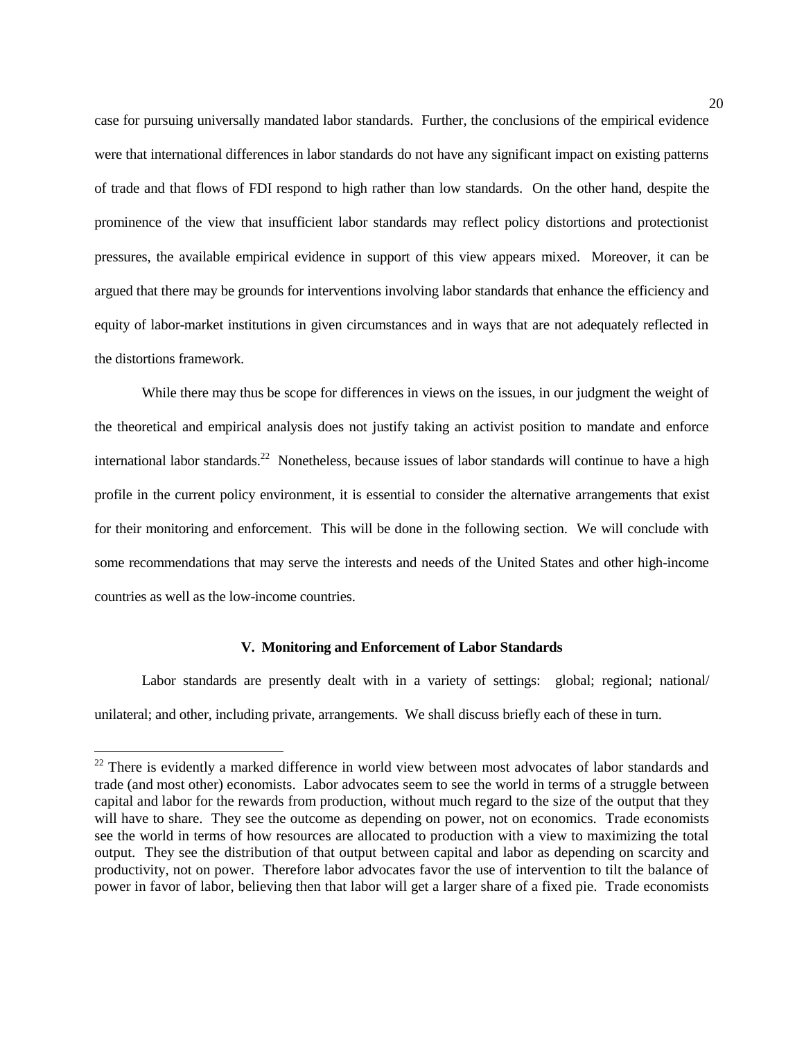case for pursuing universally mandated labor standards. Further, the conclusions of the empirical evidence were that international differences in labor standards do not have any significant impact on existing patterns of trade and that flows of FDI respond to high rather than low standards. On the other hand, despite the prominence of the view that insufficient labor standards may reflect policy distortions and protectionist pressures, the available empirical evidence in support of this view appears mixed. Moreover, it can be argued that there may be grounds for interventions involving labor standards that enhance the efficiency and equity of labor-market institutions in given circumstances and in ways that are not adequately reflected in the distortions framework.

While there may thus be scope for differences in views on the issues, in our judgment the weight of the theoretical and empirical analysis does not justify taking an activist position to mandate and enforce international labor standards.[22] Nonetheless, because issues of labor standards will continue to have a high profile in the current policy environment, it is essential to consider the alternative arrangements that exist for their monitoring and enforcement. This will be done in the following section. We will conclude with some recommendations that may serve the interests and needs of the United States and other high-income countries as well as the low-income countries.

## V. Monitoring and Enforcement of Labor Standards

Labor standards are presently dealt with in a variety of settings: global; regional; national/ unilateral; and other, including private, arrangements. We shall discuss briefly each of these in turn.

---

[22] There is evidently a marked difference in world view between most advocates of labor standards and trade (and most other) economists. Labor advocates seem to see the world in terms of a struggle between capital and labor for the rewards from production, without much regard to the size of the output that they will have to share. They see the outcome as depending on power, not on economics. Trade economists see the world in terms of how resources are allocated to production with a view to maximizing the total output. They see the distribution of that output between capital and labor as depending on scarcity and productivity, not on power. Therefore labor advocates favor the use of intervention to tilt the balance of power in favor of labor, believing then that labor will get a larger share of a fixed pie. Trade economists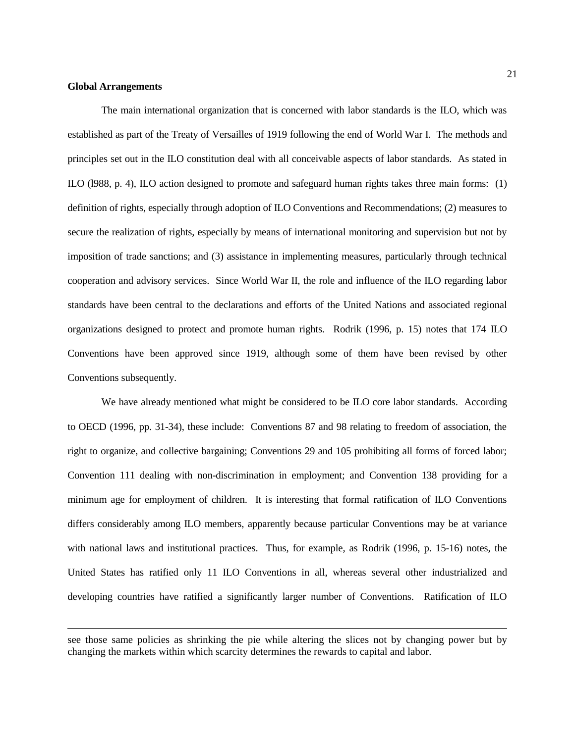**Global Arrangements**

The main international organization that is concerned with labor standards is the ILO, which was established as part of the Treaty of Versailles of 1919 following the end of World War I. The methods and principles set out in the ILO constitution deal with all conceivable aspects of labor standards. As stated in ILO (l988, p. 4), ILO action designed to promote and safeguard human rights takes three main forms: (1) definition of rights, especially through adoption of ILO Conventions and Recommendations; (2) measures to secure the realization of rights, especially by means of international monitoring and supervision but not by imposition of trade sanctions; and (3) assistance in implementing measures, particularly through technical cooperation and advisory services. Since World War II, the role and influence of the ILO regarding labor standards have been central to the declarations and efforts of the United Nations and associated regional organizations designed to protect and promote human rights. Rodrik (1996, p. 15) notes that 174 ILO Conventions have been approved since 1919, although some of them have been revised by other Conventions subsequently.

We have already mentioned what might be considered to be ILO core labor standards. According to OECD (1996, pp. 31-34), these include: Conventions 87 and 98 relating to freedom of association, the right to organize, and collective bargaining; Conventions 29 and 105 prohibiting all forms of forced labor; Convention 111 dealing with non-discrimination in employment; and Convention 138 providing for a minimum age for employment of children. It is interesting that formal ratification of ILO Conventions differs considerably among ILO members, apparently because particular Conventions may be at variance with national laws and institutional practices. Thus, for example, as Rodrik (1996, p. 15-16) notes, the United States has ratified only 11 ILO Conventions in all, whereas several other industrialized and developing countries have ratified a significantly larger number of Conventions. Ratification of ILO

---

see those same policies as shrinking the pie while altering the slices not by changing power but by changing the markets within which scarcity determines the rewards to capital and labor.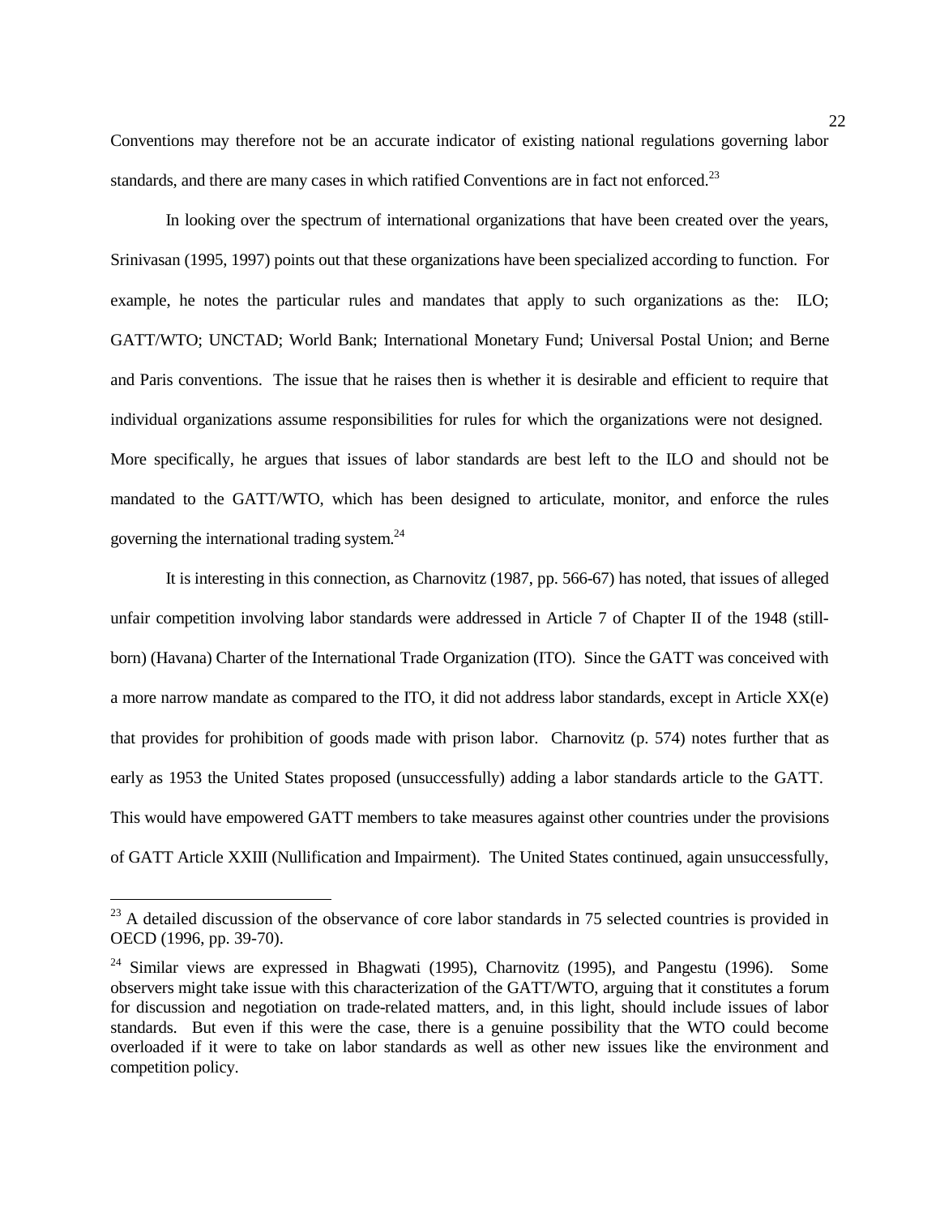Conventions may therefore not be an accurate indicator of existing national regulations governing labor standards, and there are many cases in which ratified Conventions are in fact not enforced.[23]

In looking over the spectrum of international organizations that have been created over the years, Srinivasan (1995, 1997) points out that these organizations have been specialized according to function. For example, he notes the particular rules and mandates that apply to such organizations as the: ILO; GATT/WTO; UNCTAD; World Bank; International Monetary Fund; Universal Postal Union; and Berne and Paris conventions. The issue that he raises then is whether it is desirable and efficient to require that individual organizations assume responsibilities for rules for which the organizations were not designed. More specifically, he argues that issues of labor standards are best left to the ILO and should not be mandated to the GATT/WTO, which has been designed to articulate, monitor, and enforce the rules governing the international trading system.[24]

It is interesting in this connection, as Charnovitz (1987, pp. 566-67) has noted, that issues of alleged unfair competition involving labor standards were addressed in Article 7 of Chapter II of the 1948 (still-born) (Havana) Charter of the International Trade Organization (ITO). Since the GATT was conceived with a more narrow mandate as compared to the ITO, it did not address labor standards, except in Article XX(e) that provides for prohibition of goods made with prison labor. Charnovitz (p. 574) notes further that as early as 1953 the United States proposed (unsuccessfully) adding a labor standards article to the GATT. This would have empowered GATT members to take measures against other countries under the provisions of GATT Article XXIII (Nullification and Impairment). The United States continued, again unsuccessfully,

---

[23] A detailed discussion of the observance of core labor standards in 75 selected countries is provided in OECD (1996, pp. 39-70).

[24] Similar views are expressed in Bhagwati (1995), Charnovitz (1995), and Pangestu (1996). Some observers might take issue with this characterization of the GATT/WTO, arguing that it constitutes a forum for discussion and negotiation on trade-related matters, and, in this light, should include issues of labor standards. But even if this were the case, there is a genuine possibility that the WTO could become overloaded if it were to take on labor standards as well as other new issues like the environment and competition policy.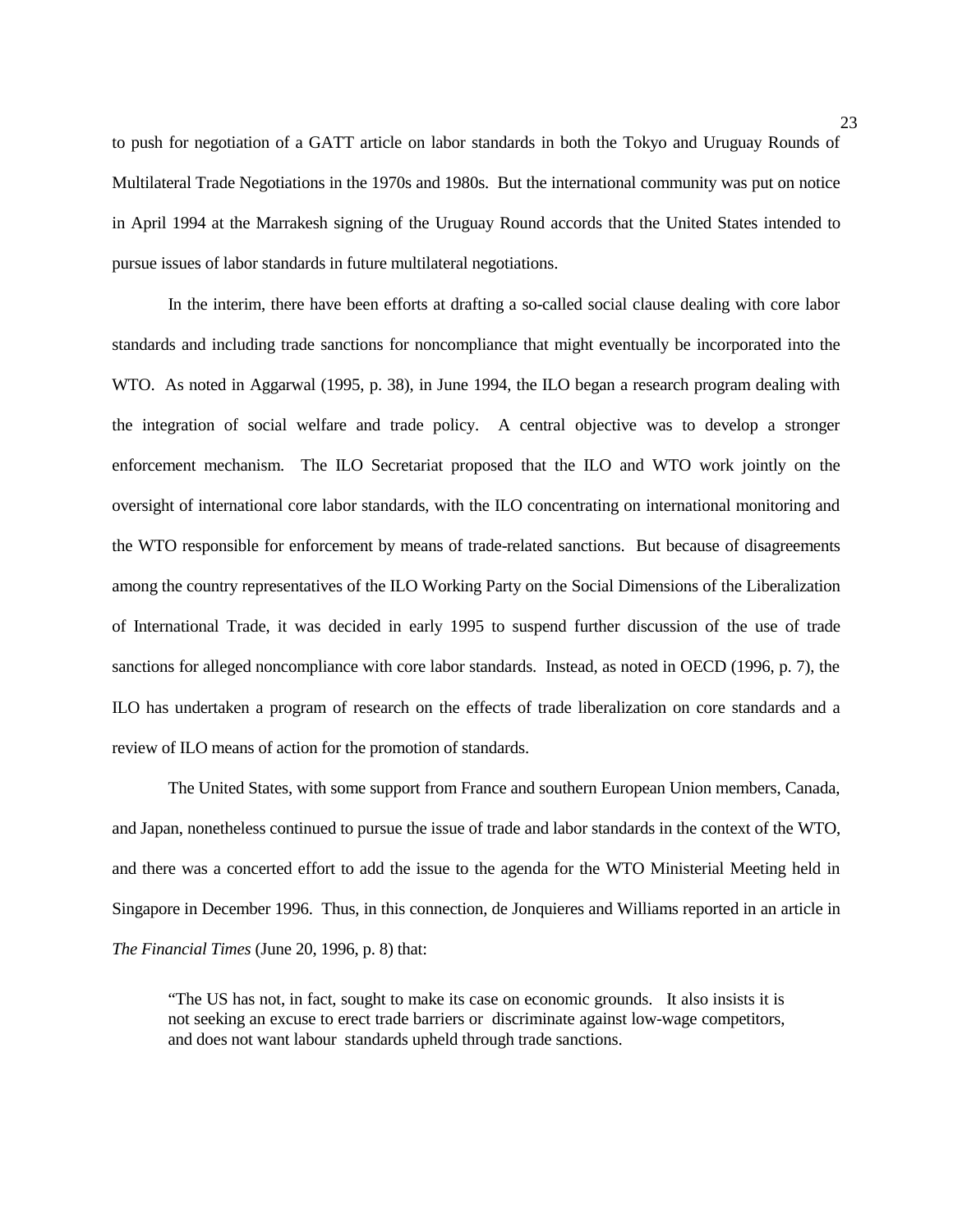to push for negotiation of a GATT article on labor standards in both the Tokyo and Uruguay Rounds of Multilateral Trade Negotiations in the 1970s and 1980s. But the international community was put on notice in April 1994 at the Marrakesh signing of the Uruguay Round accords that the United States intended to pursue issues of labor standards in future multilateral negotiations.

In the interim, there have been efforts at drafting a so-called social clause dealing with core labor standards and including trade sanctions for noncompliance that might eventually be incorporated into the WTO. As noted in Aggarwal (1995, p. 38), in June 1994, the ILO began a research program dealing with the integration of social welfare and trade policy. A central objective was to develop a stronger enforcement mechanism. The ILO Secretariat proposed that the ILO and WTO work jointly on the oversight of international core labor standards, with the ILO concentrating on international monitoring and the WTO responsible for enforcement by means of trade-related sanctions. But because of disagreements among the country representatives of the ILO Working Party on the Social Dimensions of the Liberalization of International Trade, it was decided in early 1995 to suspend further discussion of the use of trade sanctions for alleged noncompliance with core labor standards. Instead, as noted in OECD (1996, p. 7), the ILO has undertaken a program of research on the effects of trade liberalization on core standards and a review of ILO means of action for the promotion of standards.

The United States, with some support from France and southern European Union members, Canada, and Japan, nonetheless continued to pursue the issue of trade and labor standards in the context of the WTO, and there was a concerted effort to add the issue to the agenda for the WTO Ministerial Meeting held in Singapore in December 1996. Thus, in this connection, de Jonquieres and Williams reported in an article in *The Financial Times* (June 20, 1996, p. 8) that:

> "The US has not, in fact, sought to make its case on economic grounds. It also insists it is not seeking an excuse to erect trade barriers or discriminate against low-wage competitors, and does not want labour standards upheld through trade sanctions.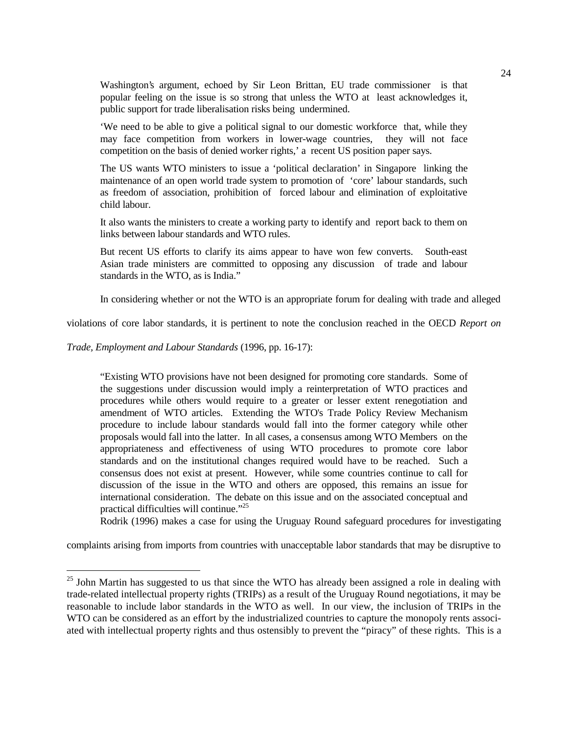> Washington's argument, echoed by Sir Leon Brittan, EU trade commissioner is that popular feeling on the issue is so strong that unless the WTO at least acknowledges it, public support for trade liberalisation risks being undermined.
>
> 'We need to be able to give a political signal to our domestic workforce that, while they may face competition from workers in lower-wage countries, they will not face competition on the basis of denied worker rights,' a recent US position paper says.
>
> The US wants WTO ministers to issue a 'political declaration' in Singapore linking the maintenance of an open world trade system to promotion of 'core' labour standards, such as freedom of association, prohibition of forced labour and elimination of exploitative child labour.
>
> It also wants the ministers to create a working party to identify and report back to them on links between labour standards and WTO rules.
>
> But recent US efforts to clarify its aims appear to have won few converts. South-east Asian trade ministers are committed to opposing any discussion of trade and labour standards in the WTO, as is India."

In considering whether or not the WTO is an appropriate forum for dealing with trade and alleged violations of core labor standards, it is pertinent to note the conclusion reached in the OECD *Report on Trade, Employment and Labour Standards* (1996, pp. 16-17):

> "Existing WTO provisions have not been designed for promoting core standards. Some of the suggestions under discussion would imply a reinterpretation of WTO practices and procedures while others would require to a greater or lesser extent renegotiation and amendment of WTO articles. Extending the WTO's Trade Policy Review Mechanism procedure to include labour standards would fall into the former category while other proposals would fall into the latter. In all cases, a consensus among WTO Members on the appropriateness and effectiveness of using WTO procedures to promote core labor standards and on the institutional changes required would have to be reached. Such a consensus does not exist at present. However, while some countries continue to call for discussion of the issue in the WTO and others are opposed, this remains an issue for international consideration. The debate on this issue and on the associated conceptual and practical difficulties will continue."[25]

Rodrik (1996) makes a case for using the Uruguay Round safeguard procedures for investigating complaints arising from imports from countries with unacceptable labor standards that may be disruptive to

[25] John Martin has suggested to us that since the WTO has already been assigned a role in dealing with trade-related intellectual property rights (TRIPs) as a result of the Uruguay Round negotiations, it may be reasonable to include labor standards in the WTO as well. In our view, the inclusion of TRIPs in the WTO can be considered as an effort by the industrialized countries to capture the monopoly rents associated with intellectual property rights and thus ostensibly to prevent the "piracy" of these rights. This is a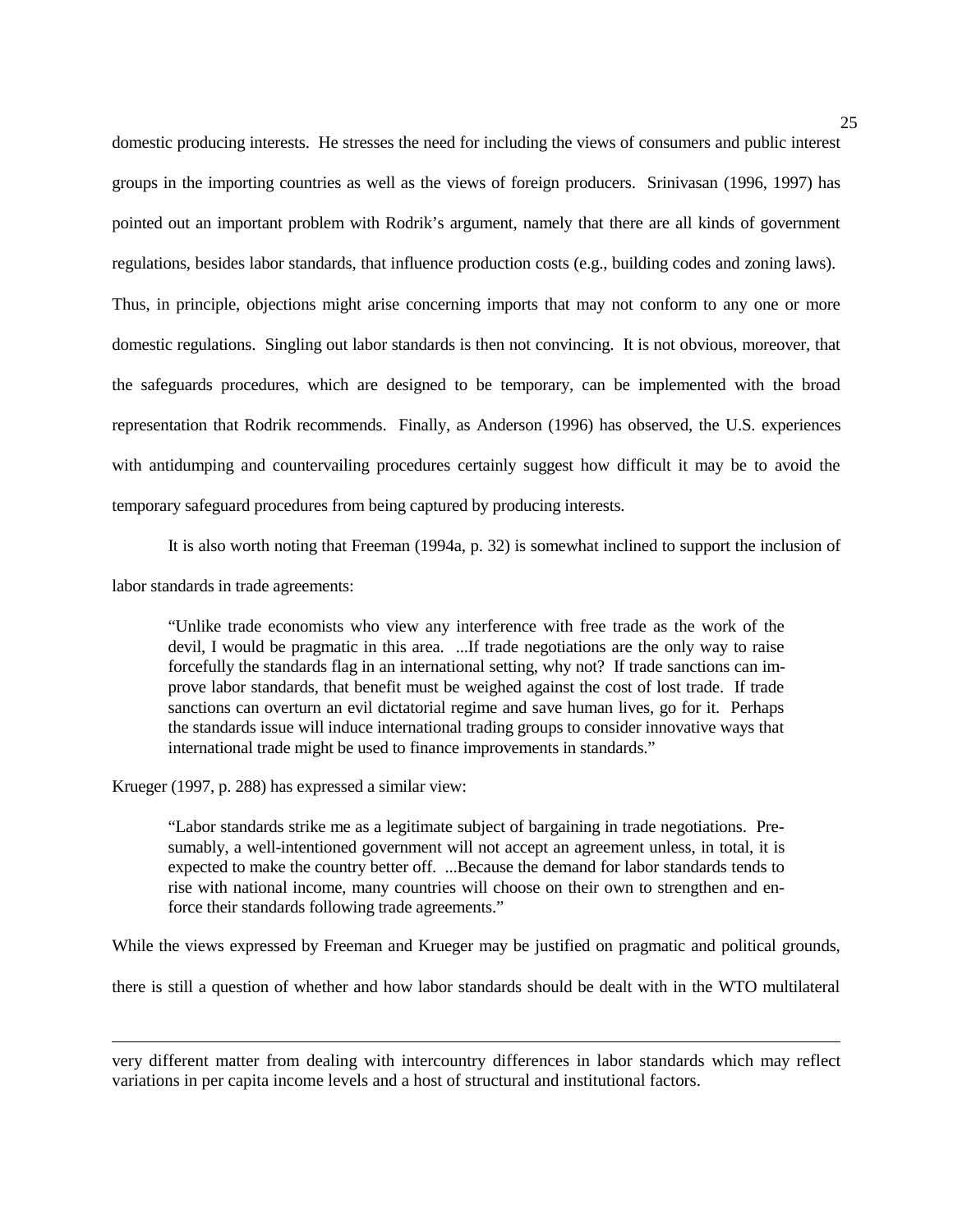domestic producing interests. He stresses the need for including the views of consumers and public interest groups in the importing countries as well as the views of foreign producers. Srinivasan (1996, 1997) has pointed out an important problem with Rodrik's argument, namely that there are all kinds of government regulations, besides labor standards, that influence production costs (e.g., building codes and zoning laws). Thus, in principle, objections might arise concerning imports that may not conform to any one or more domestic regulations. Singling out labor standards is then not convincing. It is not obvious, moreover, that the safeguards procedures, which are designed to be temporary, can be implemented with the broad representation that Rodrik recommends. Finally, as Anderson (1996) has observed, the U.S. experiences with antidumping and countervailing procedures certainly suggest how difficult it may be to avoid the temporary safeguard procedures from being captured by producing interests.

It is also worth noting that Freeman (1994a, p. 32) is somewhat inclined to support the inclusion of labor standards in trade agreements:

> "Unlike trade economists who view any interference with free trade as the work of the devil, I would be pragmatic in this area. ...If trade negotiations are the only way to raise forcefully the standards flag in an international setting, why not? If trade sanctions can improve labor standards, that benefit must be weighed against the cost of lost trade. If trade sanctions can overturn an evil dictatorial regime and save human lives, go for it. Perhaps the standards issue will induce international trading groups to consider innovative ways that international trade might be used to finance improvements in standards."

Krueger (1997, p. 288) has expressed a similar view:

> "Labor standards strike me as a legitimate subject of bargaining in trade negotiations. Presumably, a well-intentioned government will not accept an agreement unless, in total, it is expected to make the country better off. ...Because the demand for labor standards tends to rise with national income, many countries will choose on their own to strengthen and enforce their standards following trade agreements."

While the views expressed by Freeman and Krueger may be justified on pragmatic and political grounds, there is still a question of whether and how labor standards should be dealt with in the WTO multilateral

---

very different matter from dealing with intercountry differences in labor standards which may reflect variations in per capita income levels and a host of structural and institutional factors.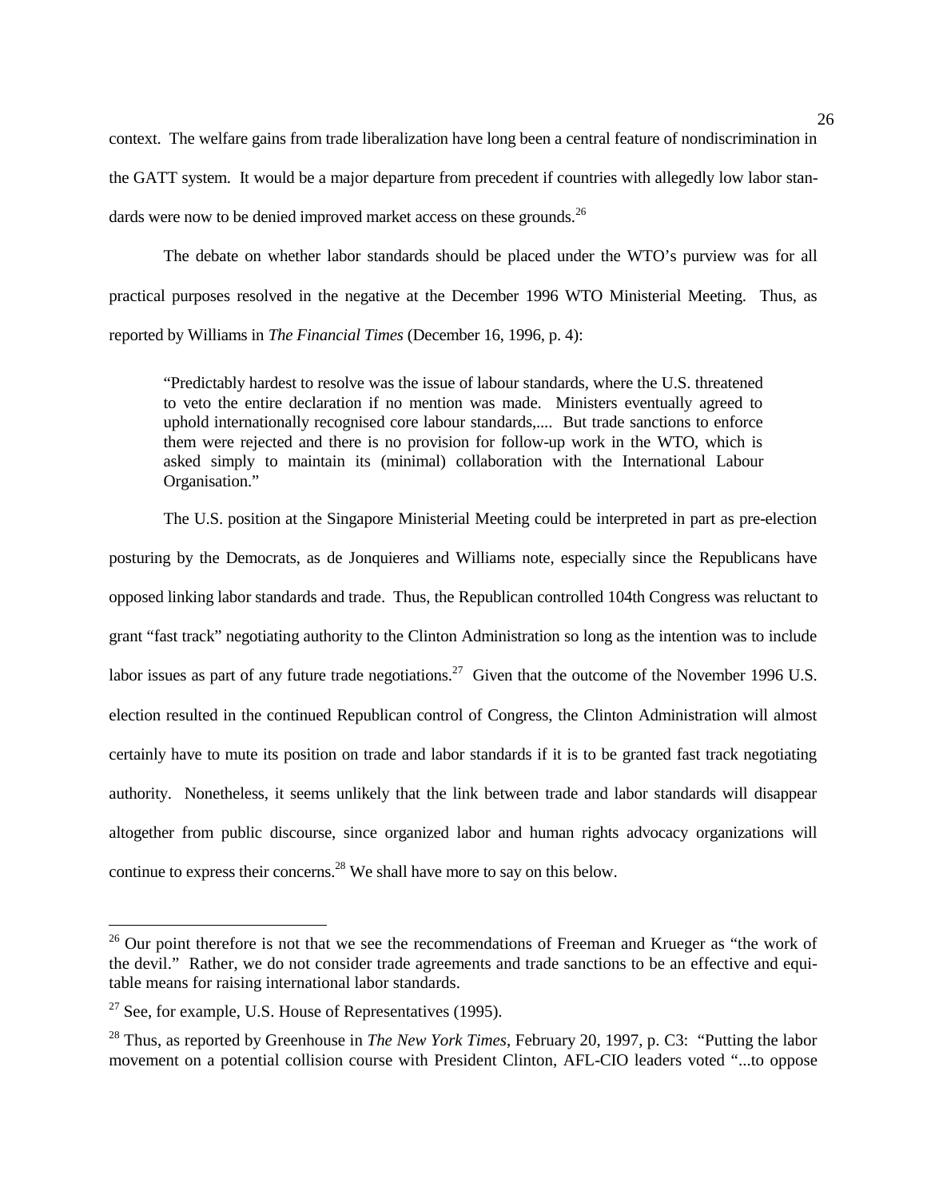context. The welfare gains from trade liberalization have long been a central feature of nondiscrimination in the GATT system. It would be a major departure from precedent if countries with allegedly low labor standards were now to be denied improved market access on these grounds.[26]

The debate on whether labor standards should be placed under the WTO's purview was for all practical purposes resolved in the negative at the December 1996 WTO Ministerial Meeting. Thus, as reported by Williams in *The Financial Times* (December 16, 1996, p. 4):

> "Predictably hardest to resolve was the issue of labour standards, where the U.S. threatened to veto the entire declaration if no mention was made. Ministers eventually agreed to uphold internationally recognised core labour standards,.... But trade sanctions to enforce them were rejected and there is no provision for follow-up work in the WTO, which is asked simply to maintain its (minimal) collaboration with the International Labour Organisation."

The U.S. position at the Singapore Ministerial Meeting could be interpreted in part as pre-election posturing by the Democrats, as de Jonquieres and Williams note, especially since the Republicans have opposed linking labor standards and trade. Thus, the Republican controlled 104th Congress was reluctant to grant "fast track" negotiating authority to the Clinton Administration so long as the intention was to include labor issues as part of any future trade negotiations.[27] Given that the outcome of the November 1996 U.S. election resulted in the continued Republican control of Congress, the Clinton Administration will almost certainly have to mute its position on trade and labor standards if it is to be granted fast track negotiating authority. Nonetheless, it seems unlikely that the link between trade and labor standards will disappear altogether from public discourse, since organized labor and human rights advocacy organizations will continue to express their concerns.[28] We shall have more to say on this below.

---

[26] Our point therefore is not that we see the recommendations of Freeman and Krueger as "the work of the devil." Rather, we do not consider trade agreements and trade sanctions to be an effective and equitable means for raising international labor standards.

[27] See, for example, U.S. House of Representatives (1995).

[28] Thus, as reported by Greenhouse in *The New York Times*, February 20, 1997, p. C3: "Putting the labor movement on a potential collision course with President Clinton, AFL-CIO leaders voted "...to oppose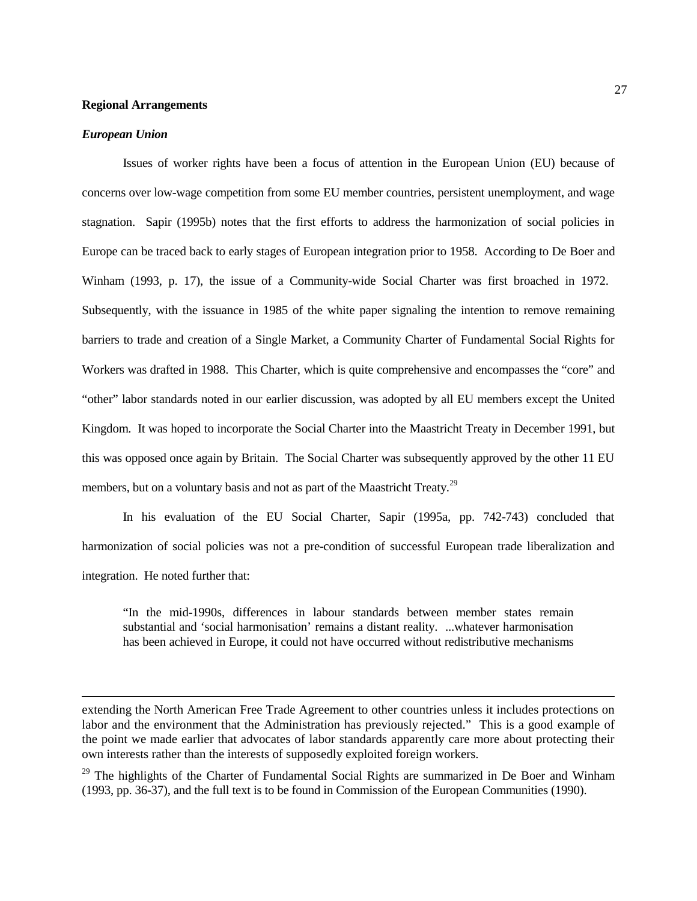**Regional Arrangements**

***European Union***

Issues of worker rights have been a focus of attention in the European Union (EU) because of concerns over low-wage competition from some EU member countries, persistent unemployment, and wage stagnation. Sapir (1995b) notes that the first efforts to address the harmonization of social policies in Europe can be traced back to early stages of European integration prior to 1958. According to De Boer and Winham (1993, p. 17), the issue of a Community-wide Social Charter was first broached in 1972. Subsequently, with the issuance in 1985 of the white paper signaling the intention to remove remaining barriers to trade and creation of a Single Market, a Community Charter of Fundamental Social Rights for Workers was drafted in 1988. This Charter, which is quite comprehensive and encompasses the "core" and "other" labor standards noted in our earlier discussion, was adopted by all EU members except the United Kingdom. It was hoped to incorporate the Social Charter into the Maastricht Treaty in December 1991, but this was opposed once again by Britain. The Social Charter was subsequently approved by the other 11 EU members, but on a voluntary basis and not as part of the Maastricht Treaty.[29]

In his evaluation of the EU Social Charter, Sapir (1995a, pp. 742-743) concluded that harmonization of social policies was not a pre-condition of successful European trade liberalization and integration. He noted further that:

> "In the mid-1990s, differences in labour standards between member states remain substantial and 'social harmonisation' remains a distant reality. ...whatever harmonisation has been achieved in Europe, it could not have occurred without redistributive mechanisms

---

extending the North American Free Trade Agreement to other countries unless it includes protections on labor and the environment that the Administration has previously rejected." This is a good example of the point we made earlier that advocates of labor standards apparently care more about protecting their own interests rather than the interests of supposedly exploited foreign workers.

[29] The highlights of the Charter of Fundamental Social Rights are summarized in De Boer and Winham (1993, pp. 36-37), and the full text is to be found in Commission of the European Communities (1990).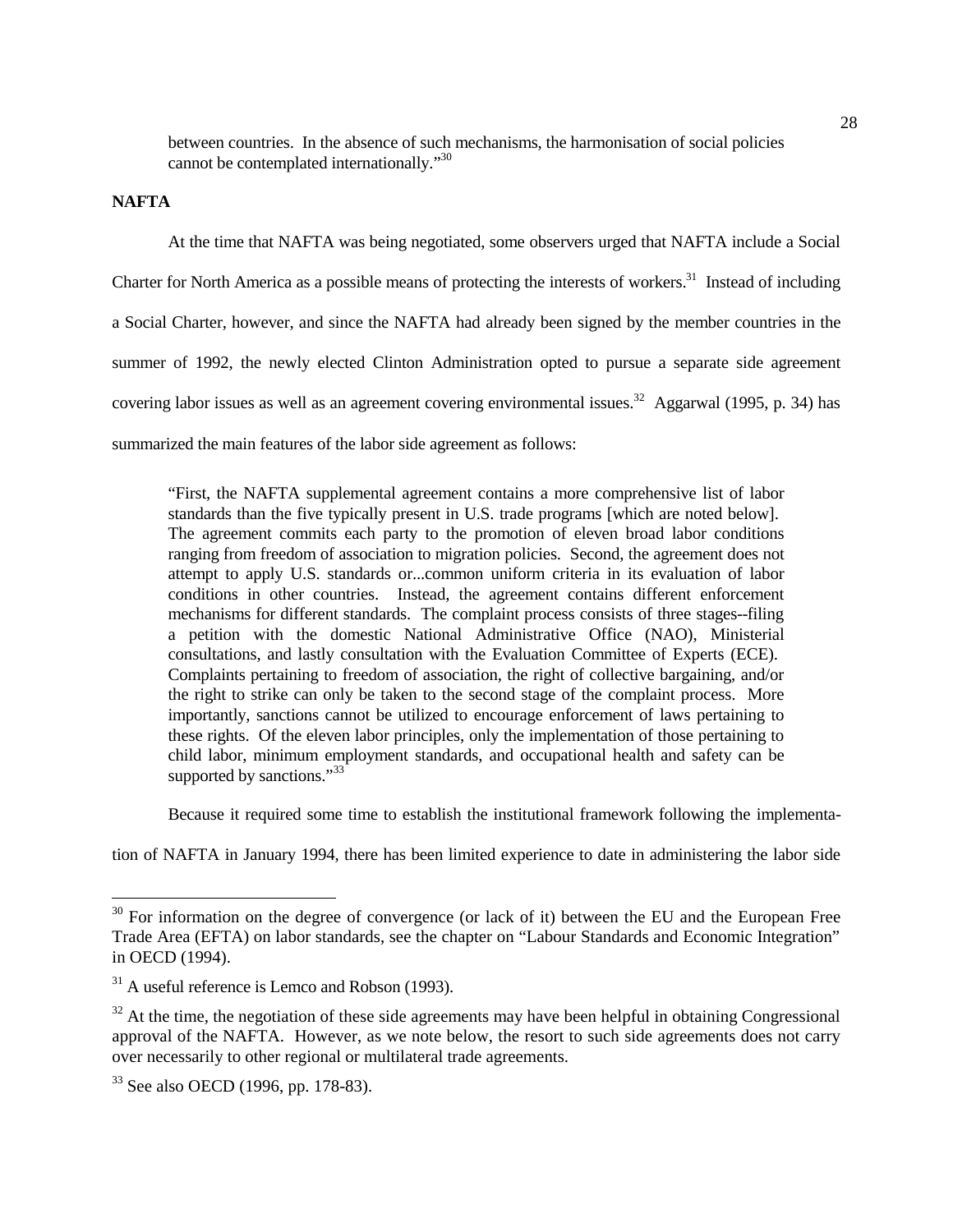between countries. In the absence of such mechanisms, the harmonisation of social policies cannot be contemplated internationally."[30]

**NAFTA**

At the time that NAFTA was being negotiated, some observers urged that NAFTA include a Social Charter for North America as a possible means of protecting the interests of workers.[31] Instead of including a Social Charter, however, and since the NAFTA had already been signed by the member countries in the summer of 1992, the newly elected Clinton Administration opted to pursue a separate side agreement covering labor issues as well as an agreement covering environmental issues.[32] Aggarwal (1995, p. 34) has summarized the main features of the labor side agreement as follows:

> "First, the NAFTA supplemental agreement contains a more comprehensive list of labor standards than the five typically present in U.S. trade programs [which are noted below]. The agreement commits each party to the promotion of eleven broad labor conditions ranging from freedom of association to migration policies. Second, the agreement does not attempt to apply U.S. standards or...common uniform criteria in its evaluation of labor conditions in other countries. Instead, the agreement contains different enforcement mechanisms for different standards. The complaint process consists of three stages--filing a petition with the domestic National Administrative Office (NAO), Ministerial consultations, and lastly consultation with the Evaluation Committee of Experts (ECE). Complaints pertaining to freedom of association, the right of collective bargaining, and/or the right to strike can only be taken to the second stage of the complaint process. More importantly, sanctions cannot be utilized to encourage enforcement of laws pertaining to these rights. Of the eleven labor principles, only the implementation of those pertaining to child labor, minimum employment standards, and occupational health and safety can be supported by sanctions."[33]

Because it required some time to establish the institutional framework following the implementation of NAFTA in January 1994, there has been limited experience to date in administering the labor side

---

[30] For information on the degree of convergence (or lack of it) between the EU and the European Free Trade Area (EFTA) on labor standards, see the chapter on "Labour Standards and Economic Integration" in OECD (1994).

[31] A useful reference is Lemco and Robson (1993).

[32] At the time, the negotiation of these side agreements may have been helpful in obtaining Congressional approval of the NAFTA. However, as we note below, the resort to such side agreements does not carry over necessarily to other regional or multilateral trade agreements.

[33] See also OECD (1996, pp. 178-83).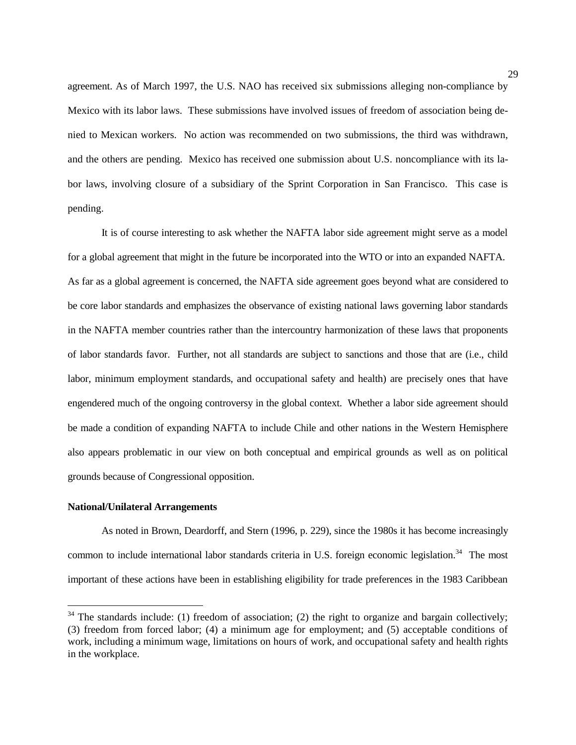agreement. As of March 1997, the U.S. NAO has received six submissions alleging non-compliance by Mexico with its labor laws. These submissions have involved issues of freedom of association being denied to Mexican workers. No action was recommended on two submissions, the third was withdrawn, and the others are pending. Mexico has received one submission about U.S. noncompliance with its labor laws, involving closure of a subsidiary of the Sprint Corporation in San Francisco. This case is pending.

It is of course interesting to ask whether the NAFTA labor side agreement might serve as a model for a global agreement that might in the future be incorporated into the WTO or into an expanded NAFTA. As far as a global agreement is concerned, the NAFTA side agreement goes beyond what are considered to be core labor standards and emphasizes the observance of existing national laws governing labor standards in the NAFTA member countries rather than the intercountry harmonization of these laws that proponents of labor standards favor. Further, not all standards are subject to sanctions and those that are (i.e., child labor, minimum employment standards, and occupational safety and health) are precisely ones that have engendered much of the ongoing controversy in the global context. Whether a labor side agreement should be made a condition of expanding NAFTA to include Chile and other nations in the Western Hemisphere also appears problematic in our view on both conceptual and empirical grounds as well as on political grounds because of Congressional opposition.

**National/Unilateral Arrangements**

As noted in Brown, Deardorff, and Stern (1996, p. 229), since the 1980s it has become increasingly common to include international labor standards criteria in U.S. foreign economic legislation.[34] The most important of these actions have been in establishing eligibility for trade preferences in the 1983 Caribbean

[34] The standards include: (1) freedom of association; (2) the right to organize and bargain collectively; (3) freedom from forced labor; (4) a minimum age for employment; and (5) acceptable conditions of work, including a minimum wage, limitations on hours of work, and occupational safety and health rights in the workplace.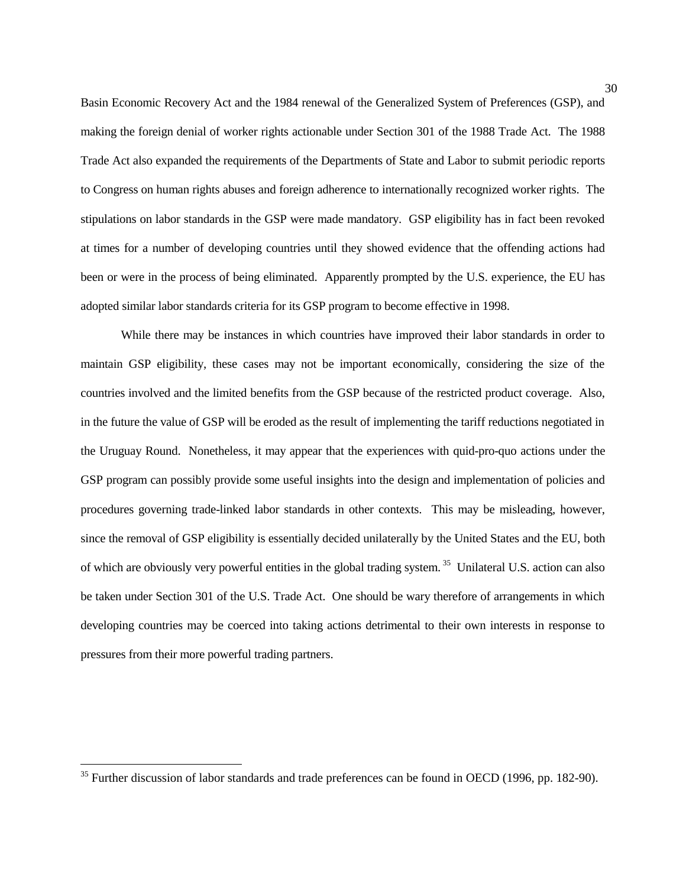Basin Economic Recovery Act and the 1984 renewal of the Generalized System of Preferences (GSP), and making the foreign denial of worker rights actionable under Section 301 of the 1988 Trade Act. The 1988 Trade Act also expanded the requirements of the Departments of State and Labor to submit periodic reports to Congress on human rights abuses and foreign adherence to internationally recognized worker rights. The stipulations on labor standards in the GSP were made mandatory. GSP eligibility has in fact been revoked at times for a number of developing countries until they showed evidence that the offending actions had been or were in the process of being eliminated. Apparently prompted by the U.S. experience, the EU has adopted similar labor standards criteria for its GSP program to become effective in 1998.

While there may be instances in which countries have improved their labor standards in order to maintain GSP eligibility, these cases may not be important economically, considering the size of the countries involved and the limited benefits from the GSP because of the restricted product coverage. Also, in the future the value of GSP will be eroded as the result of implementing the tariff reductions negotiated in the Uruguay Round. Nonetheless, it may appear that the experiences with quid-pro-quo actions under the GSP program can possibly provide some useful insights into the design and implementation of policies and procedures governing trade-linked labor standards in other contexts. This may be misleading, however, since the removal of GSP eligibility is essentially decided unilaterally by the United States and the EU, both of which are obviously very powerful entities in the global trading system.[35] Unilateral U.S. action can also be taken under Section 301 of the U.S. Trade Act. One should be wary therefore of arrangements in which developing countries may be coerced into taking actions detrimental to their own interests in response to pressures from their more powerful trading partners.

[35] Further discussion of labor standards and trade preferences can be found in OECD (1996, pp. 182-90).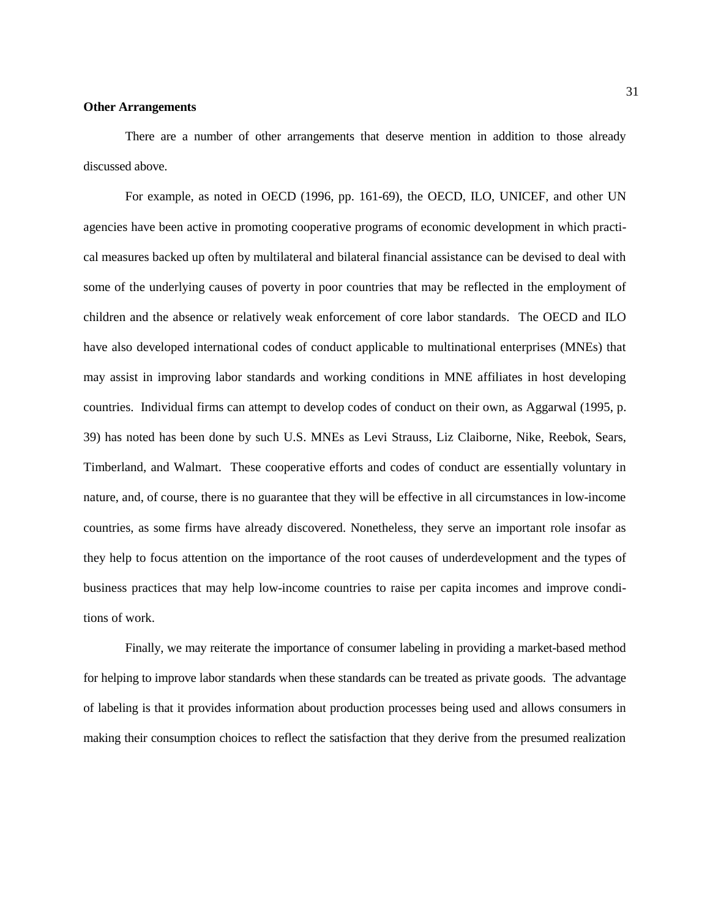**Other Arrangements**

There are a number of other arrangements that deserve mention in addition to those already discussed above.

For example, as noted in OECD (1996, pp. 161-69), the OECD, ILO, UNICEF, and other UN agencies have been active in promoting cooperative programs of economic development in which practical measures backed up often by multilateral and bilateral financial assistance can be devised to deal with some of the underlying causes of poverty in poor countries that may be reflected in the employment of children and the absence or relatively weak enforcement of core labor standards. The OECD and ILO have also developed international codes of conduct applicable to multinational enterprises (MNEs) that may assist in improving labor standards and working conditions in MNE affiliates in host developing countries. Individual firms can attempt to develop codes of conduct on their own, as Aggarwal (1995, p. 39) has noted has been done by such U.S. MNEs as Levi Strauss, Liz Claiborne, Nike, Reebok, Sears, Timberland, and Walmart. These cooperative efforts and codes of conduct are essentially voluntary in nature, and, of course, there is no guarantee that they will be effective in all circumstances in low-income countries, as some firms have already discovered. Nonetheless, they serve an important role insofar as they help to focus attention on the importance of the root causes of underdevelopment and the types of business practices that may help low-income countries to raise per capita incomes and improve conditions of work.

Finally, we may reiterate the importance of consumer labeling in providing a market-based method for helping to improve labor standards when these standards can be treated as private goods. The advantage of labeling is that it provides information about production processes being used and allows consumers in making their consumption choices to reflect the satisfaction that they derive from the presumed realization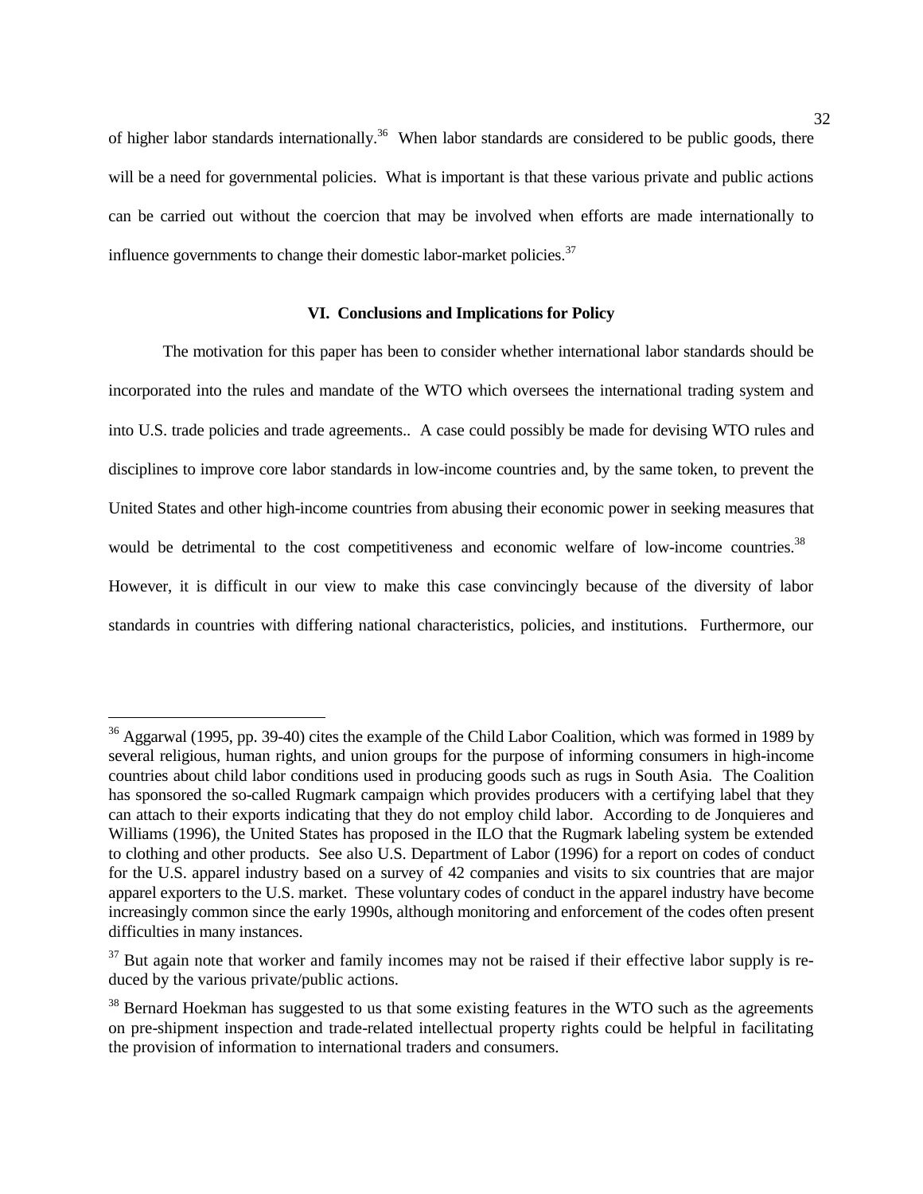of higher labor standards internationally.[36] When labor standards are considered to be public goods, there will be a need for governmental policies. What is important is that these various private and public actions can be carried out without the coercion that may be involved when efforts are made internationally to influence governments to change their domestic labor-market policies.[37]

## VI. Conclusions and Implications for Policy

The motivation for this paper has been to consider whether international labor standards should be incorporated into the rules and mandate of the WTO which oversees the international trading system and into U.S. trade policies and trade agreements.. A case could possibly be made for devising WTO rules and disciplines to improve core labor standards in low-income countries and, by the same token, to prevent the United States and other high-income countries from abusing their economic power in seeking measures that would be detrimental to the cost competitiveness and economic welfare of low-income countries.[38] However, it is difficult in our view to make this case convincingly because of the diversity of labor standards in countries with differing national characteristics, policies, and institutions. Furthermore, our

---

[36] Aggarwal (1995, pp. 39-40) cites the example of the Child Labor Coalition, which was formed in 1989 by several religious, human rights, and union groups for the purpose of informing consumers in high-income countries about child labor conditions used in producing goods such as rugs in South Asia. The Coalition has sponsored the so-called Rugmark campaign which provides producers with a certifying label that they can attach to their exports indicating that they do not employ child labor. According to de Jonquieres and Williams (1996), the United States has proposed in the ILO that the Rugmark labeling system be extended to clothing and other products. See also U.S. Department of Labor (1996) for a report on codes of conduct for the U.S. apparel industry based on a survey of 42 companies and visits to six countries that are major apparel exporters to the U.S. market. These voluntary codes of conduct in the apparel industry have become increasingly common since the early 1990s, although monitoring and enforcement of the codes often present difficulties in many instances.

[37] But again note that worker and family incomes may not be raised if their effective labor supply is reduced by the various private/public actions.

[38] Bernard Hoekman has suggested to us that some existing features in the WTO such as the agreements on pre-shipment inspection and trade-related intellectual property rights could be helpful in facilitating the provision of information to international traders and consumers.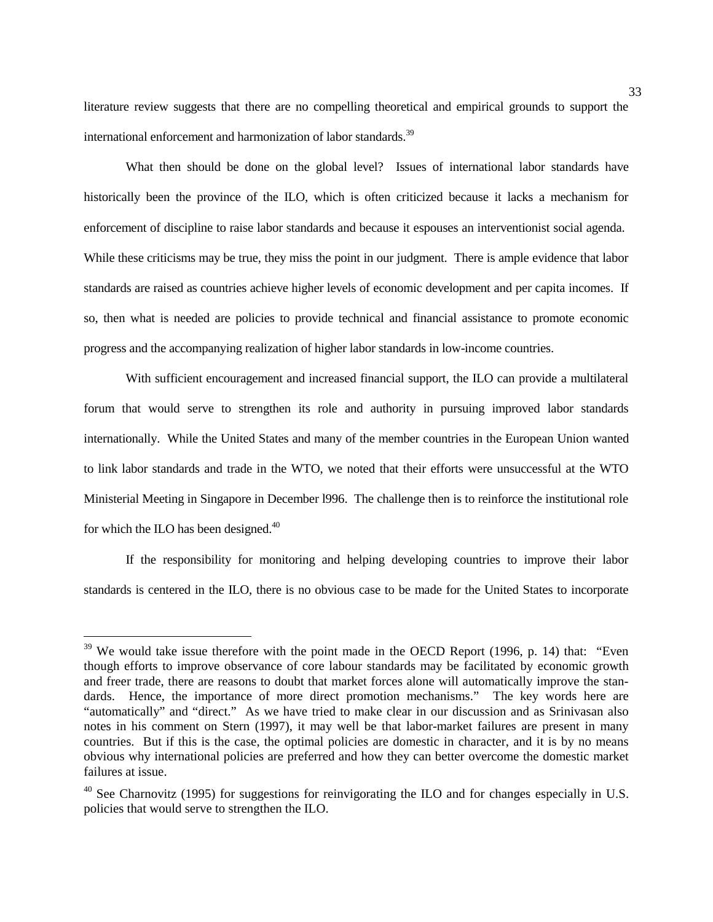literature review suggests that there are no compelling theoretical and empirical grounds to support the international enforcement and harmonization of labor standards.[39]

What then should be done on the global level? Issues of international labor standards have historically been the province of the ILO, which is often criticized because it lacks a mechanism for enforcement of discipline to raise labor standards and because it espouses an interventionist social agenda. While these criticisms may be true, they miss the point in our judgment. There is ample evidence that labor standards are raised as countries achieve higher levels of economic development and per capita incomes. If so, then what is needed are policies to provide technical and financial assistance to promote economic progress and the accompanying realization of higher labor standards in low-income countries.

With sufficient encouragement and increased financial support, the ILO can provide a multilateral forum that would serve to strengthen its role and authority in pursuing improved labor standards internationally. While the United States and many of the member countries in the European Union wanted to link labor standards and trade in the WTO, we noted that their efforts were unsuccessful at the WTO Ministerial Meeting in Singapore in December l996. The challenge then is to reinforce the institutional role for which the ILO has been designed.[40]

If the responsibility for monitoring and helping developing countries to improve their labor standards is centered in the ILO, there is no obvious case to be made for the United States to incorporate

---

[39] We would take issue therefore with the point made in the OECD Report (1996, p. 14) that: "Even though efforts to improve observance of core labour standards may be facilitated by economic growth and freer trade, there are reasons to doubt that market forces alone will automatically improve the standards. Hence, the importance of more direct promotion mechanisms." The key words here are "automatically" and "direct." As we have tried to make clear in our discussion and as Srinivasan also notes in his comment on Stern (1997), it may well be that labor-market failures are present in many countries. But if this is the case, the optimal policies are domestic in character, and it is by no means obvious why international policies are preferred and how they can better overcome the domestic market failures at issue.

[40] See Charnovitz (1995) for suggestions for reinvigorating the ILO and for changes especially in U.S. policies that would serve to strengthen the ILO.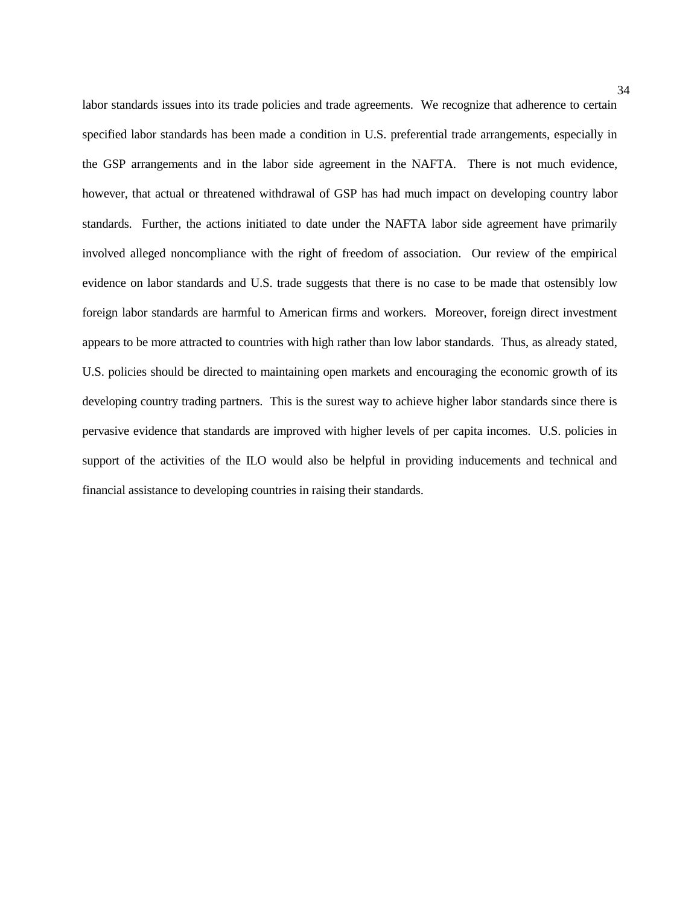labor standards issues into its trade policies and trade agreements. We recognize that adherence to certain specified labor standards has been made a condition in U.S. preferential trade arrangements, especially in the GSP arrangements and in the labor side agreement in the NAFTA. There is not much evidence, however, that actual or threatened withdrawal of GSP has had much impact on developing country labor standards. Further, the actions initiated to date under the NAFTA labor side agreement have primarily involved alleged noncompliance with the right of freedom of association. Our review of the empirical evidence on labor standards and U.S. trade suggests that there is no case to be made that ostensibly low foreign labor standards are harmful to American firms and workers. Moreover, foreign direct investment appears to be more attracted to countries with high rather than low labor standards. Thus, as already stated, U.S. policies should be directed to maintaining open markets and encouraging the economic growth of its developing country trading partners. This is the surest way to achieve higher labor standards since there is pervasive evidence that standards are improved with higher levels of per capita incomes. U.S. policies in support of the activities of the ILO would also be helpful in providing inducements and technical and financial assistance to developing countries in raising their standards.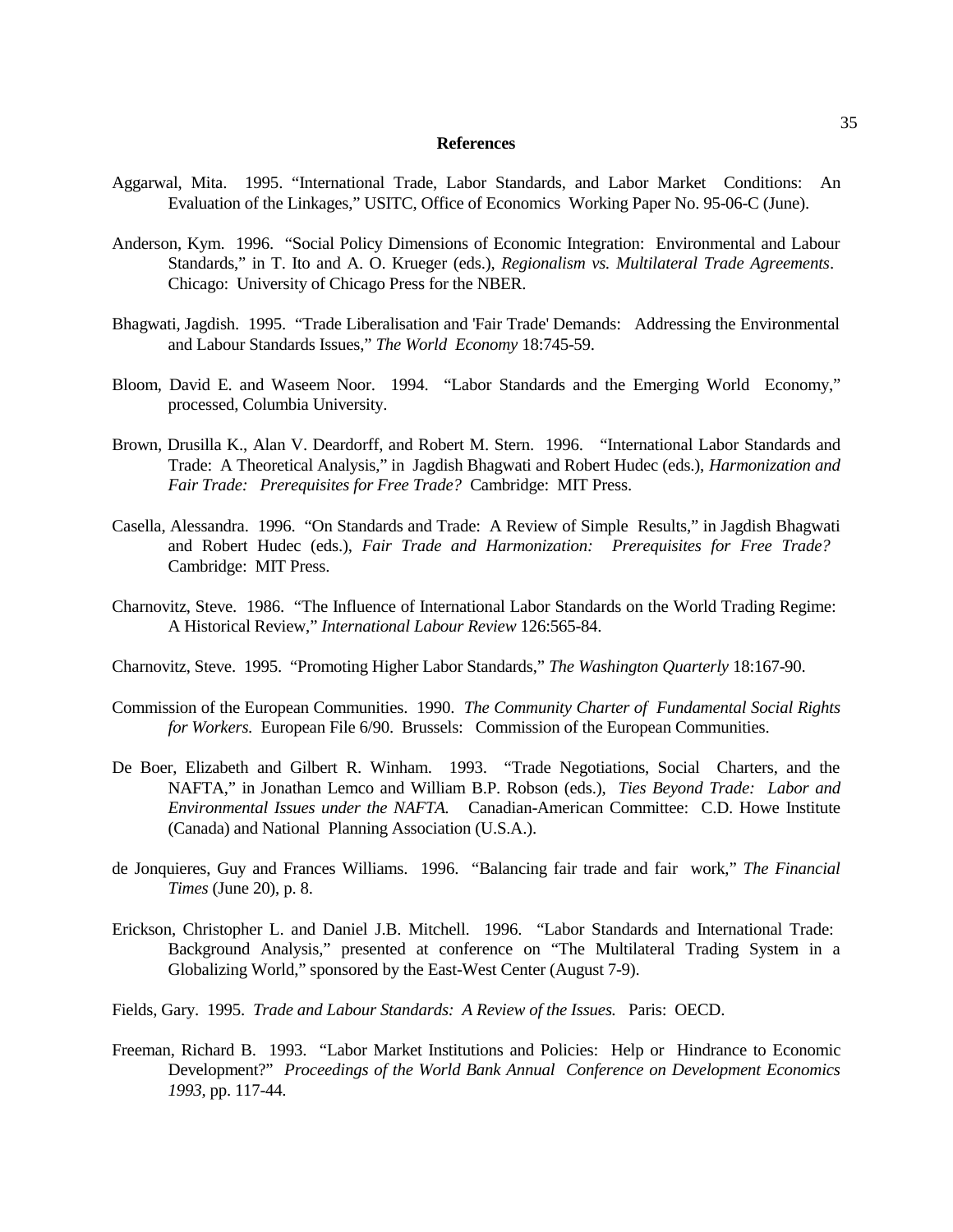**References**

Aggarwal, Mita. 1995. "International Trade, Labor Standards, and Labor Market Conditions: An Evaluation of the Linkages," USITC, Office of Economics Working Paper No. 95-06-C (June).

Anderson, Kym. 1996. "Social Policy Dimensions of Economic Integration: Environmental and Labour Standards," in T. Ito and A. O. Krueger (eds.), *Regionalism vs. Multilateral Trade Agreements*. Chicago: University of Chicago Press for the NBER.

Bhagwati, Jagdish. 1995. "Trade Liberalisation and 'Fair Trade' Demands: Addressing the Environmental and Labour Standards Issues," *The World Economy* 18:745-59.

Bloom, David E. and Waseem Noor. 1994. "Labor Standards and the Emerging World Economy," processed, Columbia University.

Brown, Drusilla K., Alan V. Deardorff, and Robert M. Stern. 1996. "International Labor Standards and Trade: A Theoretical Analysis," in Jagdish Bhagwati and Robert Hudec (eds.), *Harmonization and Fair Trade: Prerequisites for Free Trade?* Cambridge: MIT Press.

Casella, Alessandra. 1996. "On Standards and Trade: A Review of Simple Results," in Jagdish Bhagwati and Robert Hudec (eds.), *Fair Trade and Harmonization: Prerequisites for Free Trade?* Cambridge: MIT Press.

Charnovitz, Steve. 1986. "The Influence of International Labor Standards on the World Trading Regime: A Historical Review," *International Labour Review* 126:565-84.

Charnovitz, Steve. 1995. "Promoting Higher Labor Standards," *The Washington Quarterly* 18:167-90.

Commission of the European Communities. 1990. *The Community Charter of Fundamental Social Rights for Workers.* European File 6/90. Brussels: Commission of the European Communities.

De Boer, Elizabeth and Gilbert R. Winham. 1993. "Trade Negotiations, Social Charters, and the NAFTA," in Jonathan Lemco and William B.P. Robson (eds.), *Ties Beyond Trade: Labor and Environmental Issues under the NAFTA.* Canadian-American Committee: C.D. Howe Institute (Canada) and National Planning Association (U.S.A.).

de Jonquieres, Guy and Frances Williams. 1996. "Balancing fair trade and fair work," *The Financial Times* (June 20), p. 8.

Erickson, Christopher L. and Daniel J.B. Mitchell. 1996. "Labor Standards and International Trade: Background Analysis," presented at conference on "The Multilateral Trading System in a Globalizing World," sponsored by the East-West Center (August 7-9).

Fields, Gary. 1995. *Trade and Labour Standards: A Review of the Issues.* Paris: OECD.

Freeman, Richard B. 1993. "Labor Market Institutions and Policies: Help or Hindrance to Economic Development?" *Proceedings of the World Bank Annual Conference on Development Economics 1993,* pp. 117-44.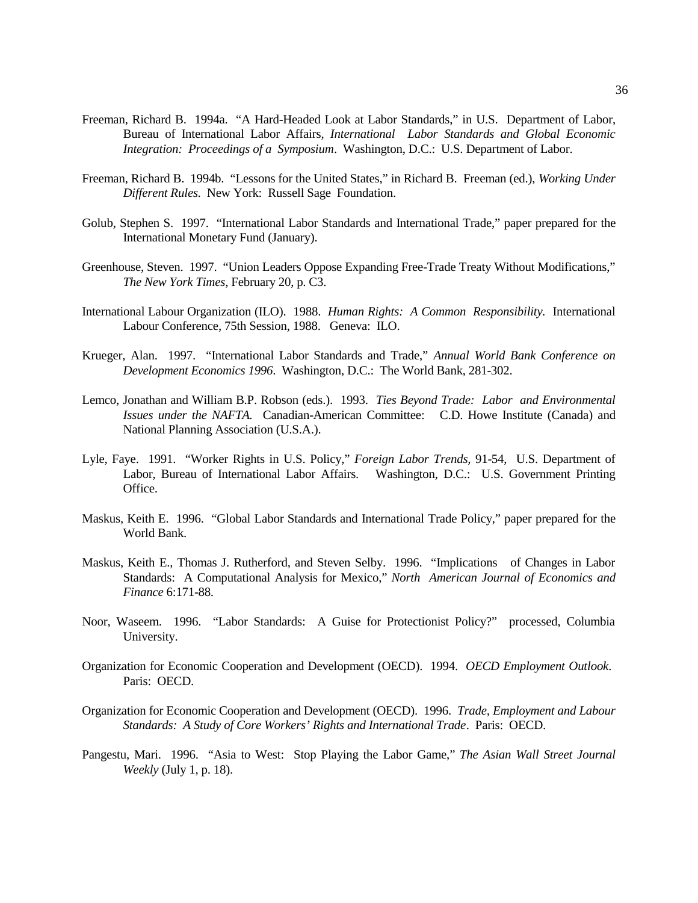Freeman, Richard B. 1994a. "A Hard-Headed Look at Labor Standards," in U.S. Department of Labor, Bureau of International Labor Affairs, *International Labor Standards and Global Economic Integration: Proceedings of a Symposium*. Washington, D.C.: U.S. Department of Labor.

Freeman, Richard B. 1994b. "Lessons for the United States," in Richard B. Freeman (ed.), *Working Under Different Rules.* New York: Russell Sage Foundation.

Golub, Stephen S. 1997. "International Labor Standards and International Trade," paper prepared for the International Monetary Fund (January).

Greenhouse, Steven. 1997. "Union Leaders Oppose Expanding Free-Trade Treaty Without Modifications," *The New York Times*, February 20, p. C3.

International Labour Organization (ILO). 1988. *Human Rights: A Common Responsibility.* International Labour Conference, 75th Session, 1988. Geneva: ILO.

Krueger, Alan. 1997. "International Labor Standards and Trade," *Annual World Bank Conference on Development Economics 1996*. Washington, D.C.: The World Bank, 281-302.

Lemco, Jonathan and William B.P. Robson (eds.). 1993. *Ties Beyond Trade: Labor and Environmental Issues under the NAFTA.* Canadian-American Committee: C.D. Howe Institute (Canada) and National Planning Association (U.S.A.).

Lyle, Faye. 1991. "Worker Rights in U.S. Policy," *Foreign Labor Trends,* 91-54, U.S. Department of Labor, Bureau of International Labor Affairs. Washington, D.C.: U.S. Government Printing Office.

Maskus, Keith E. 1996. "Global Labor Standards and International Trade Policy," paper prepared for the World Bank.

Maskus, Keith E., Thomas J. Rutherford, and Steven Selby. 1996. "Implications of Changes in Labor Standards: A Computational Analysis for Mexico," *North American Journal of Economics and Finance* 6:171-88.

Noor, Waseem. 1996. "Labor Standards: A Guise for Protectionist Policy?" processed, Columbia University.

Organization for Economic Cooperation and Development (OECD). 1994. *OECD Employment Outlook*. Paris: OECD.

Organization for Economic Cooperation and Development (OECD). 1996. *Trade, Employment and Labour Standards: A Study of Core Workers' Rights and International Trade*. Paris: OECD.

Pangestu, Mari. 1996. "Asia to West: Stop Playing the Labor Game," *The Asian Wall Street Journal Weekly* (July 1, p. 18).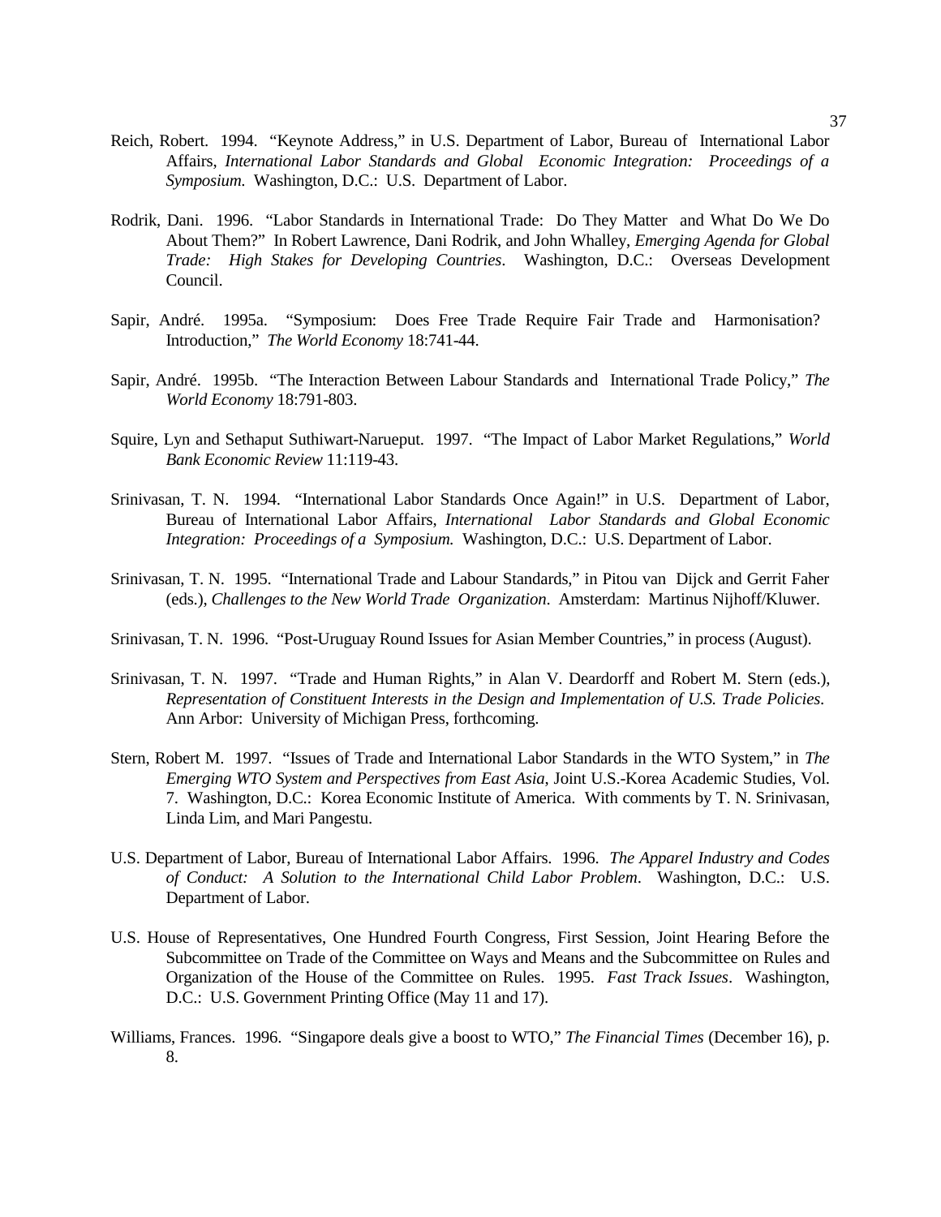Reich, Robert. 1994. "Keynote Address," in U.S. Department of Labor, Bureau of International Labor Affairs, *International Labor Standards and Global Economic Integration: Proceedings of a Symposium.* Washington, D.C.: U.S. Department of Labor.

Rodrik, Dani. 1996. "Labor Standards in International Trade: Do They Matter and What Do We Do About Them?" In Robert Lawrence, Dani Rodrik, and John Whalley, *Emerging Agenda for Global Trade: High Stakes for Developing Countries*. Washington, D.C.: Overseas Development Council.

Sapir, André. 1995a. "Symposium: Does Free Trade Require Fair Trade and Harmonisation? Introduction," *The World Economy* 18:741-44.

Sapir, André. 1995b. "The Interaction Between Labour Standards and International Trade Policy," *The World Economy* 18:791-803.

Squire, Lyn and Sethaput Suthiwart-Narueput. 1997. "The Impact of Labor Market Regulations," *World Bank Economic Review* 11:119-43.

Srinivasan, T. N. 1994. "International Labor Standards Once Again!" in U.S. Department of Labor, Bureau of International Labor Affairs, *International Labor Standards and Global Economic Integration: Proceedings of a Symposium.* Washington, D.C.: U.S. Department of Labor.

Srinivasan, T. N. 1995. "International Trade and Labour Standards," in Pitou van Dijck and Gerrit Faher (eds.), *Challenges to the New World Trade Organization*. Amsterdam: Martinus Nijhoff/Kluwer.

Srinivasan, T. N. 1996. "Post-Uruguay Round Issues for Asian Member Countries," in process (August).

Srinivasan, T. N. 1997. "Trade and Human Rights," in Alan V. Deardorff and Robert M. Stern (eds.), *Representation of Constituent Interests in the Design and Implementation of U.S. Trade Policies.* Ann Arbor: University of Michigan Press, forthcoming.

Stern, Robert M. 1997. "Issues of Trade and International Labor Standards in the WTO System," in *The Emerging WTO System and Perspectives from East Asia*, Joint U.S.-Korea Academic Studies, Vol. 7. Washington, D.C.: Korea Economic Institute of America. With comments by T. N. Srinivasan, Linda Lim, and Mari Pangestu.

U.S. Department of Labor, Bureau of International Labor Affairs. 1996. *The Apparel Industry and Codes of Conduct: A Solution to the International Child Labor Problem*. Washington, D.C.: U.S. Department of Labor.

U.S. House of Representatives, One Hundred Fourth Congress, First Session, Joint Hearing Before the Subcommittee on Trade of the Committee on Ways and Means and the Subcommittee on Rules and Organization of the House of the Committee on Rules. 1995. *Fast Track Issues*. Washington, D.C.: U.S. Government Printing Office (May 11 and 17).

Williams, Frances. 1996. "Singapore deals give a boost to WTO," *The Financial Times* (December 16), p. 8.